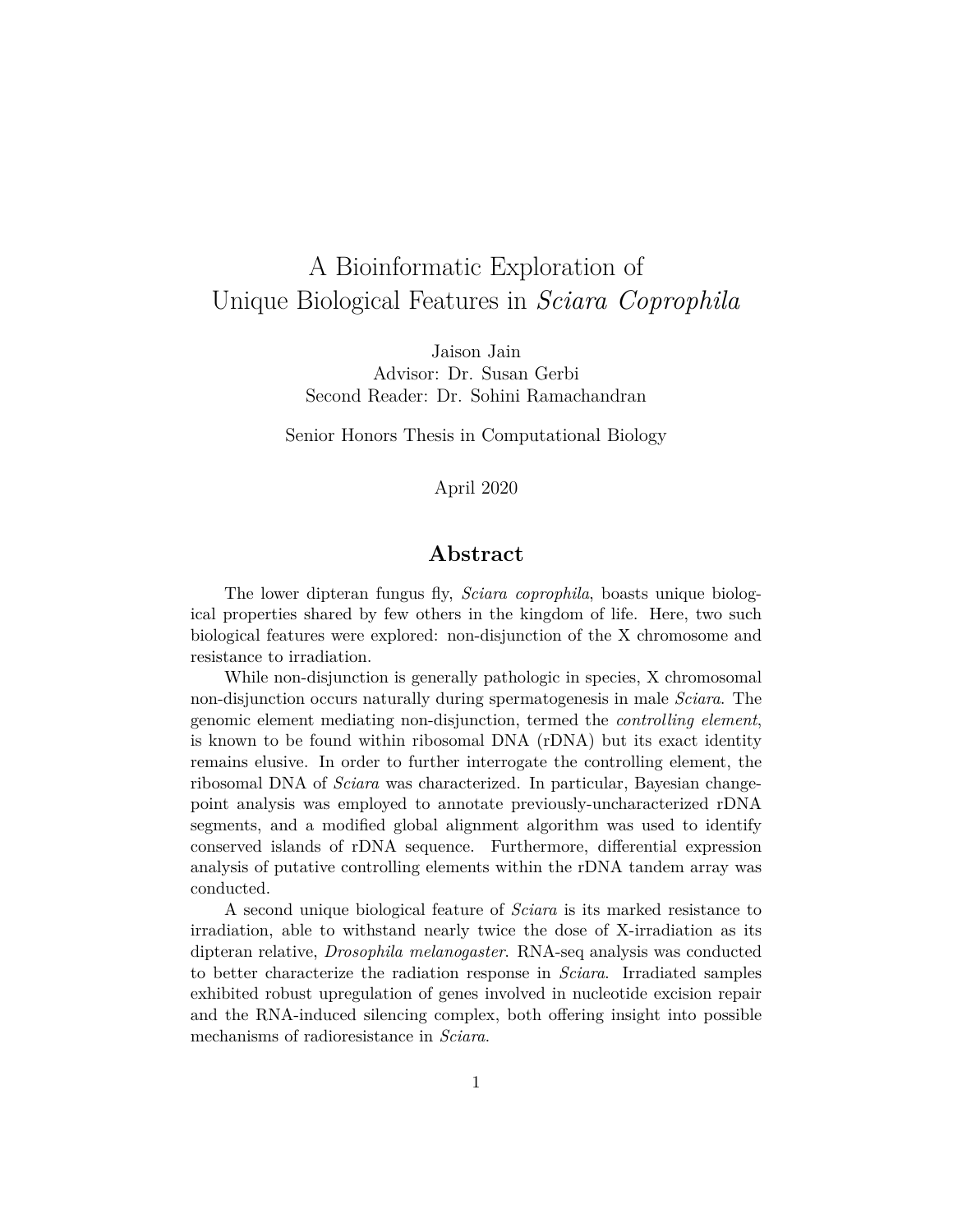# A Bioinformatic Exploration of Unique Biological Features in *Sciara Coprophila*

Jaison Jain
Advisor: Dr. Susan Gerbi
Second Reader: Dr. Sohini Ramachandran

Senior Honors Thesis in Computational Biology

April 2020

## Abstract

The lower dipteran fungus fly, *Sciara coprophila*, boasts unique biological properties shared by few others in the kingdom of life. Here, two such biological features were explored: non-disjunction of the X chromosome and resistance to irradiation.

While non-disjunction is generally pathologic in species, X chromosomal non-disjunction occurs naturally during spermatogenesis in male *Sciara*. The genomic element mediating non-disjunction, termed the *controlling element*, is known to be found within ribosomal DNA (rDNA) but its exact identity remains elusive. In order to further interrogate the controlling element, the ribosomal DNA of *Sciara* was characterized. In particular, Bayesian change-point analysis was employed to annotate previously-uncharacterized rDNA segments, and a modified global alignment algorithm was used to identify conserved islands of rDNA sequence. Furthermore, differential expression analysis of putative controlling elements within the rDNA tandem array was conducted.

A second unique biological feature of *Sciara* is its marked resistance to irradiation, able to withstand nearly twice the dose of X-irradiation as its dipteran relative, *Drosophila melanogaster*. RNA-seq analysis was conducted to better characterize the radiation response in *Sciara*. Irradiated samples exhibited robust upregulation of genes involved in nucleotide excision repair and the RNA-induced silencing complex, both offering insight into possible mechanisms of radioresistance in *Sciara*.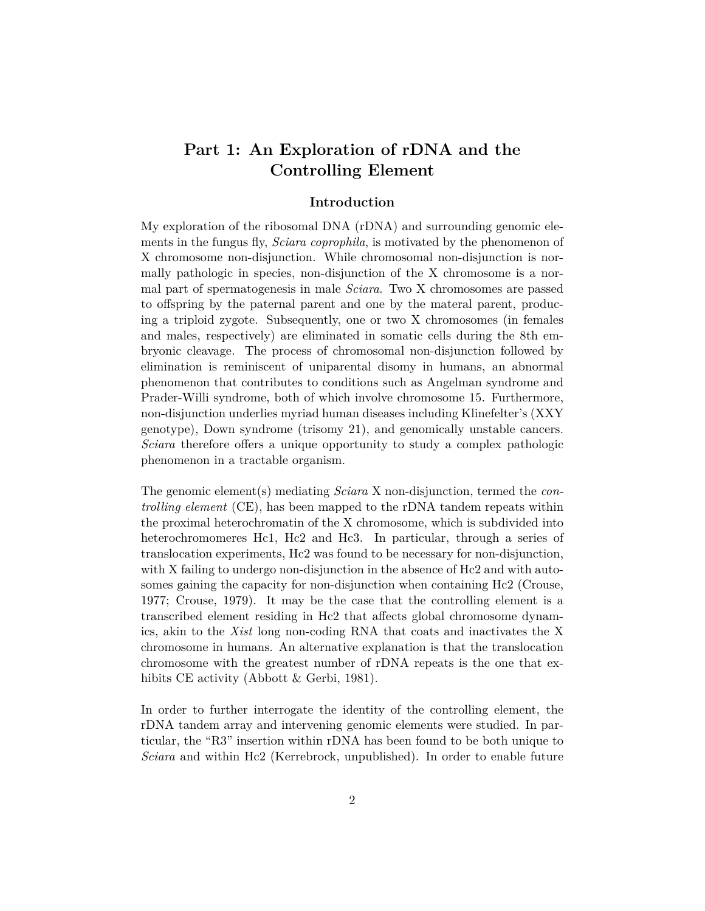# Part 1: An Exploration of rDNA and the Controlling Element

## Introduction

My exploration of the ribosomal DNA (rDNA) and surrounding genomic elements in the fungus fly, *Sciara coprophila*, is motivated by the phenomenon of X chromosome non-disjunction. While chromosomal non-disjunction is normally pathologic in species, non-disjunction of the X chromosome is a normal part of spermatogenesis in male *Sciara*. Two X chromosomes are passed to offspring by the paternal parent and one by the materal parent, producing a triploid zygote. Subsequently, one or two X chromosomes (in females and males, respectively) are eliminated in somatic cells during the 8th embryonic cleavage. The process of chromosomal non-disjunction followed by elimination is reminiscent of uniparental disomy in humans, an abnormal phenomenon that contributes to conditions such as Angelman syndrome and Prader-Willi syndrome, both of which involve chromosome 15. Furthermore, non-disjunction underlies myriad human diseases including Klinefelter's (XXY genotype), Down syndrome (trisomy 21), and genomically unstable cancers. *Sciara* therefore offers a unique opportunity to study a complex pathologic phenomenon in a tractable organism.

The genomic element(s) mediating *Sciara* X non-disjunction, termed the *controlling element* (CE), has been mapped to the rDNA tandem repeats within the proximal heterochromatin of the X chromosome, which is subdivided into heterochromomeres Hc1, Hc2 and Hc3. In particular, through a series of translocation experiments, Hc2 was found to be necessary for non-disjunction, with X failing to undergo non-disjunction in the absence of Hc2 and with autosomes gaining the capacity for non-disjunction when containing Hc2 (Crouse, 1977; Crouse, 1979). It may be the case that the controlling element is a transcribed element residing in Hc2 that affects global chromosome dynamics, akin to the *Xist* long non-coding RNA that coats and inactivates the X chromosome in humans. An alternative explanation is that the translocation chromosome with the greatest number of rDNA repeats is the one that exhibits CE activity (Abbott & Gerbi, 1981).

In order to further interrogate the identity of the controlling element, the rDNA tandem array and intervening genomic elements were studied. In particular, the "R3" insertion within rDNA has been found to be both unique to *Sciara* and within Hc2 (Kerrebrock, unpublished). In order to enable future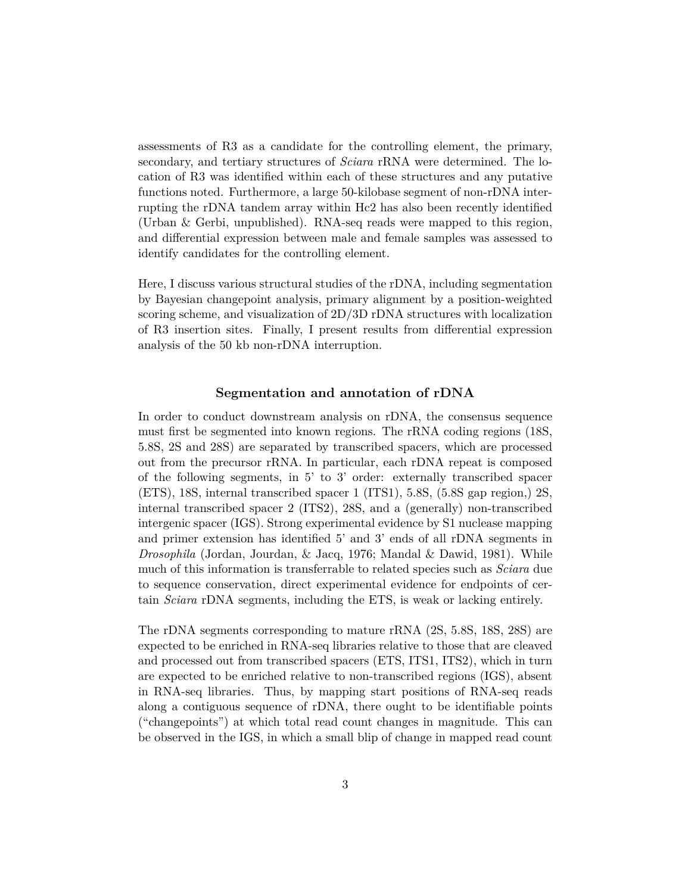assessments of R3 as a candidate for the controlling element, the primary, secondary, and tertiary structures of *Sciara* rRNA were determined. The location of R3 was identified within each of these structures and any putative functions noted. Furthermore, a large 50-kilobase segment of non-rDNA interrupting the rDNA tandem array within Hc2 has also been recently identified (Urban & Gerbi, unpublished). RNA-seq reads were mapped to this region, and differential expression between male and female samples was assessed to identify candidates for the controlling element.

Here, I discuss various structural studies of the rDNA, including segmentation by Bayesian changepoint analysis, primary alignment by a position-weighted scoring scheme, and visualization of 2D/3D rDNA structures with localization of R3 insertion sites. Finally, I present results from differential expression analysis of the 50 kb non-rDNA interruption.

### Segmentation and annotation of rDNA

In order to conduct downstream analysis on rDNA, the consensus sequence must first be segmented into known regions. The rRNA coding regions (18S, 5.8S, 2S and 28S) are separated by transcribed spacers, which are processed out from the precursor rRNA. In particular, each rDNA repeat is composed of the following segments, in 5' to 3' order: externally transcribed spacer (ETS), 18S, internal transcribed spacer 1 (ITS1), 5.8S, (5.8S gap region,) 2S, internal transcribed spacer 2 (ITS2), 28S, and a (generally) non-transcribed intergenic spacer (IGS). Strong experimental evidence by S1 nuclease mapping and primer extension has identified 5' and 3' ends of all rDNA segments in *Drosophila* (Jordan, Jourdan, & Jacq, 1976; Mandal & Dawid, 1981). While much of this information is transferrable to related species such as *Sciara* due to sequence conservation, direct experimental evidence for endpoints of certain *Sciara* rDNA segments, including the ETS, is weak or lacking entirely.

The rDNA segments corresponding to mature rRNA (2S, 5.8S, 18S, 28S) are expected to be enriched in RNA-seq libraries relative to those that are cleaved and processed out from transcribed spacers (ETS, ITS1, ITS2), which in turn are expected to be enriched relative to non-transcribed regions (IGS), absent in RNA-seq libraries. Thus, by mapping start positions of RNA-seq reads along a contiguous sequence of rDNA, there ought to be identifiable points ("changepoints") at which total read count changes in magnitude. This can be observed in the IGS, in which a small blip of change in mapped read count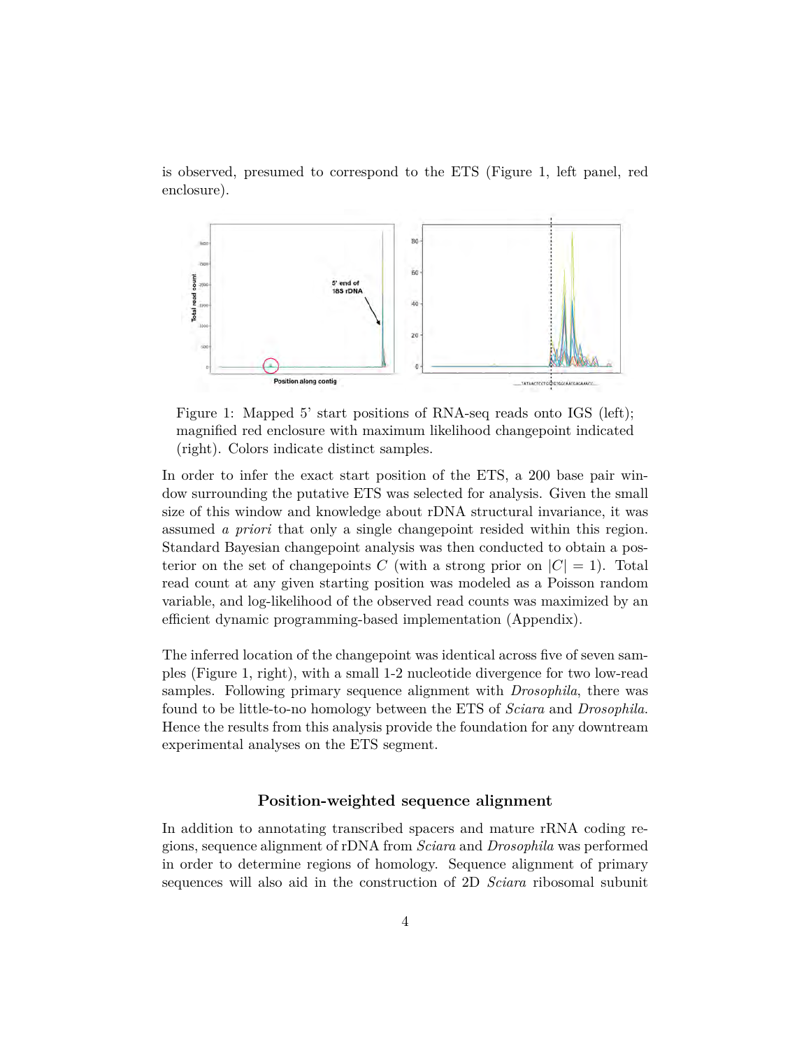is observed, presumed to correspond to the ETS (Figure 1, left panel, red enclosure).

Figure 1: Mapped 5' start positions of RNA-seq reads onto IGS (left); magnified red enclosure with maximum likelihood changepoint indicated (right). Colors indicate distinct samples.

In order to infer the exact start position of the ETS, a 200 base pair window surrounding the putative ETS was selected for analysis. Given the small size of this window and knowledge about rDNA structural invariance, it was assumed *a priori* that only a single changepoint resided within this region. Standard Bayesian changepoint analysis was then conducted to obtain a posterior on the set of changepoints $C$ (with a strong prior on $|C| = 1$). Total read count at any given starting position was modeled as a Poisson random variable, and log-likelihood of the observed read counts was maximized by an efficient dynamic programming-based implementation (Appendix).

The inferred location of the changepoint was identical across five of seven samples (Figure 1, right), with a small 1-2 nucleotide divergence for two low-read samples. Following primary sequence alignment with *Drosophila*, there was found to be little-to-no homology between the ETS of *Sciara* and *Drosophila*. Hence the results from this analysis provide the foundation for any downtream experimental analyses on the ETS segment.

### Position-weighted sequence alignment

In addition to annotating transcribed spacers and mature rRNA coding regions, sequence alignment of rDNA from *Sciara* and *Drosophila* was performed in order to determine regions of homology. Sequence alignment of primary sequences will also aid in the construction of 2D *Sciara* ribosomal subunit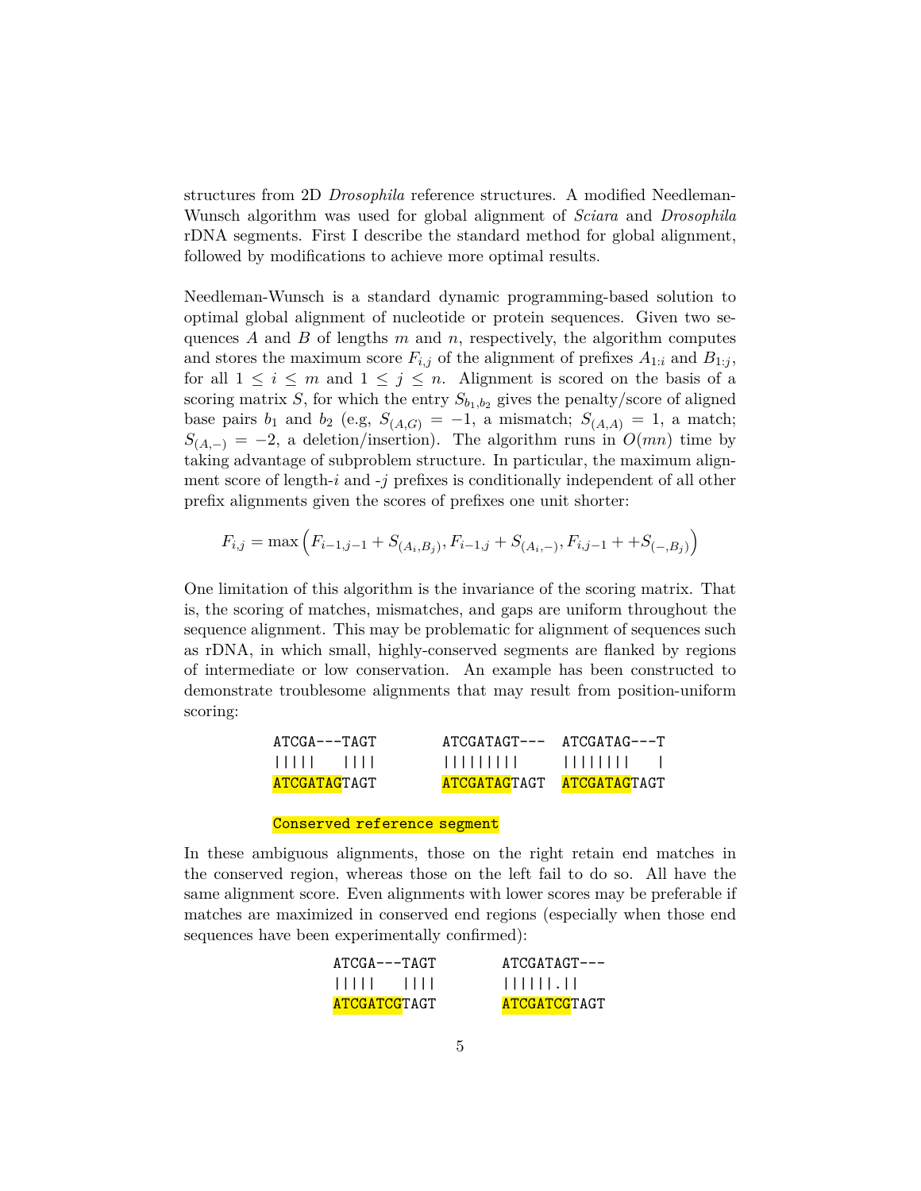structures from 2D *Drosophila* reference structures. A modified Needleman-Wunsch algorithm was used for global alignment of *Sciara* and *Drosophila* rDNA segments. First I describe the standard method for global alignment, followed by modifications to achieve more optimal results.

Needleman-Wunsch is a standard dynamic programming-based solution to optimal global alignment of nucleotide or protein sequences. Given two sequences $A$ and $B$ of lengths $m$ and $n$, respectively, the algorithm computes and stores the maximum score $F_{i,j}$ of the alignment of prefixes $A_{1:i}$ and $B_{1:j}$, for all $1 \leq i \leq m$ and $1 \leq j \leq n$. Alignment is scored on the basis of a scoring matrix $S$, for which the entry $S_{b_1,b_2}$ gives the penalty/score of aligned base pairs $b_1$ and $b_2$ (e.g, $S_{(A,G)} = -1$, a mismatch; $S_{(A,A)} = 1$, a match; $S_{(A,-)} = -2$, a deletion/insertion). The algorithm runs in $O(mn)$ time by taking advantage of subproblem structure. In particular, the maximum alignment score of length-$i$ and -$j$ prefixes is conditionally independent of all other prefix alignments given the scores of prefixes one unit shorter:

$$F_{i,j} = \max\left(F_{i-1,j-1} + S_{(A_i,B_j)}, F_{i-1,j} + S_{(A_i,-)}, F_{i,j-1} + +S_{(-,B_j)}\right)$$

One limitation of this algorithm is the invariance of the scoring matrix. That is, the scoring of matches, mismatches, and gaps are uniform throughout the sequence alignment. This may be problematic for alignment of sequences such as rDNA, in which small, highly-conserved segments are flanked by regions of intermediate or low conservation. An example has been constructed to demonstrate troublesome alignments that may result from position-uniform scoring:

```
ATCGA---TAGT        ATCGATAGT---   ATCGATAG---T
|||||   ||||        |||||||||      ||||||||   |
ATCGATAGTAGT        ATCGATAGTAGT   ATCGATAGTAGT

Conserved reference segment
```

In these ambiguous alignments, those on the right retain end matches in the conserved region, whereas those on the left fail to do so. All have the same alignment score. Even alignments with lower scores may be preferable if matches are maximized in conserved end regions (especially when those end sequences have been experimentally confirmed):

```
ATCGA---TAGT        ATCGATAGT---
|||||   ||||        ||||||.||
ATCGATCGTAGT        ATCGATCGTAGT
```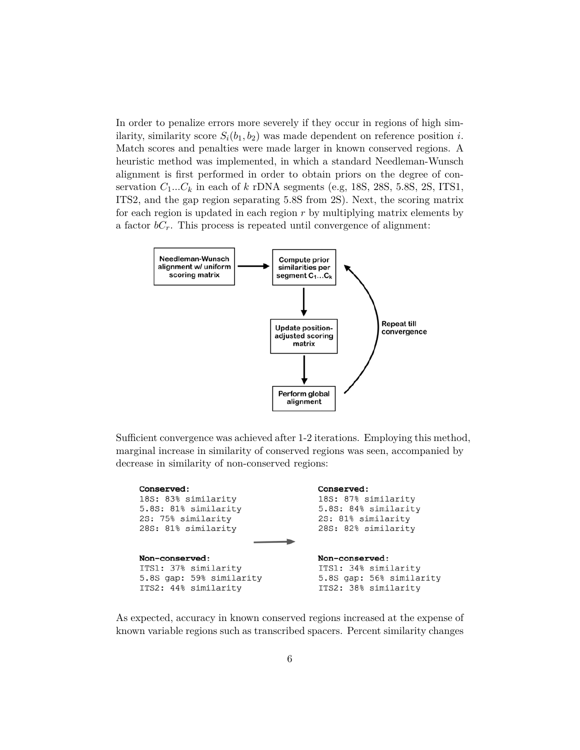In order to penalize errors more severely if they occur in regions of high similarity, similarity score $S_i(b_1, b_2)$ was made dependent on reference position $i$. Match scores and penalties were made larger in known conserved regions. A heuristic method was implemented, in which a standard Needleman-Wunsch alignment is first performed in order to obtain priors on the degree of conservation $C_1...C_k$ in each of $k$ rDNA segments (e.g, 18S, 28S, 5.8S, 2S, ITS1, ITS2, and the gap region separating 5.8S from 2S). Next, the scoring matrix for each region is updated in each region $r$ by multiplying matrix elements by a factor $bC_r$. This process is repeated until convergence of alignment:

Needleman-Wunsch alignment w/ uniform scoring matrix → Compute prior similarities per segment $C_1...C_k$ → Update position-adjusted scoring matrix → Perform global alignment → (Repeat till convergence)

Sufficient convergence was achieved after 1-2 iterations. Employing this method, marginal increase in similarity of conserved regions was seen, accompanied by decrease in similarity of non-conserved regions:

```
Conserved:                          Conserved:
18S: 83% similarity                 18S: 87% similarity
5.8S: 81% similarity                5.8S: 84% similarity
2S: 75% similarity          →       2S: 81% similarity
28S: 81% similarity                 28S: 82% similarity

Non-conserved:                      Non-conserved:
ITS1: 37% similarity                ITS1: 34% similarity
5.8S gap: 59% similarity            5.8S gap: 56% similarity
ITS2: 44% similarity                ITS2: 38% similarity
```

As expected, accuracy in known conserved regions increased at the expense of known variable regions such as transcribed spacers. Percent similarity changes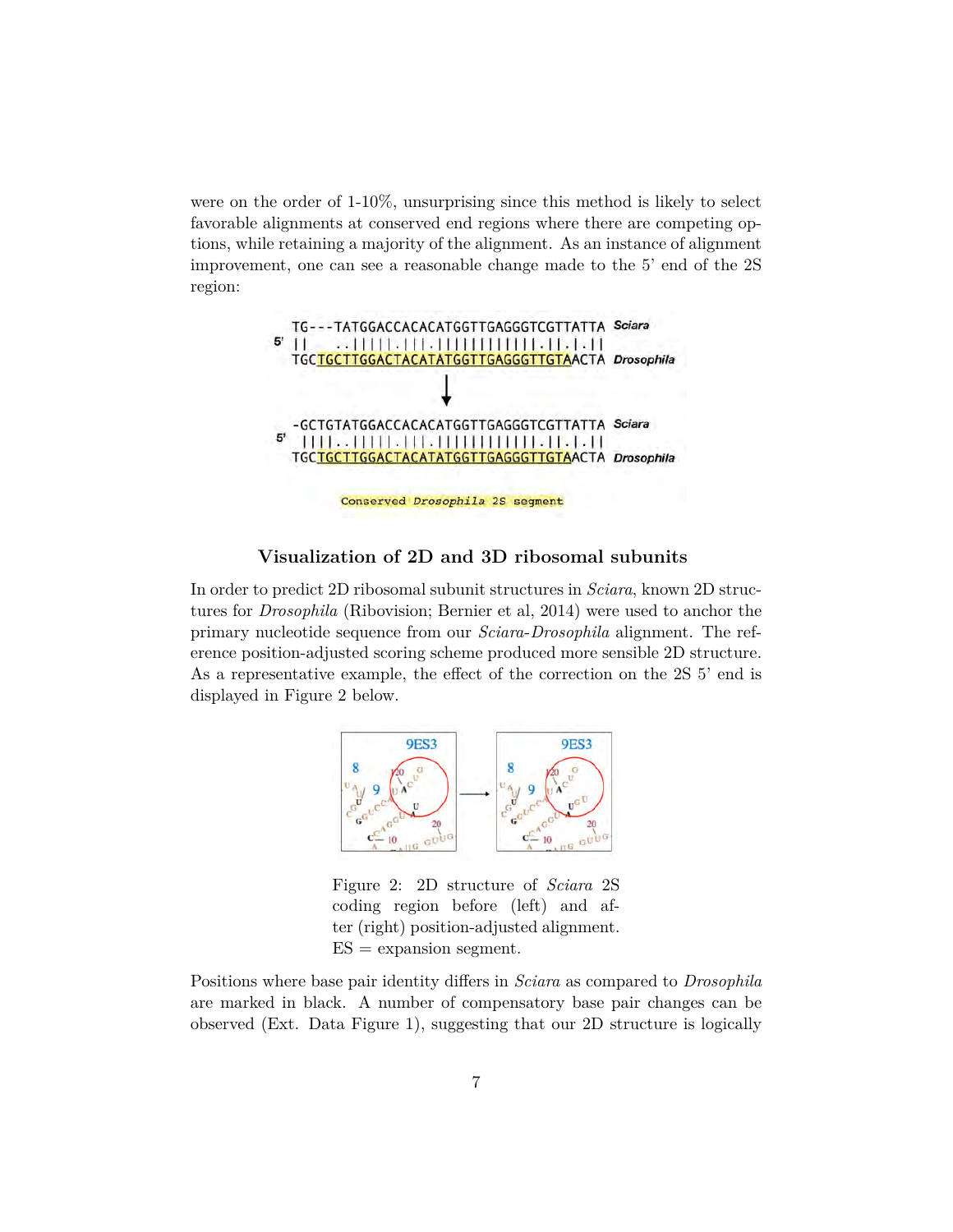were on the order of 1-10%, unsurprising since this method is likely to select favorable alignments at conserved end regions where there are competing options, while retaining a majority of the alignment. As an instance of alignment improvement, one can see a reasonable change made to the 5' end of the 2S region:

```
   TG---TATGGACCACACATGGTTGAGGGTCGTTATTA  Sciara
5' ||   ..|||||.|||.||||||||||||.||.|.||
   TGCTGCTTGGACTACATATGGTTGAGGGTTGTAACTA  Drosophila

                      ↓

   -GCTGTATGGACCACACATGGTTGAGGGTCGTTATTA  Sciara
5'  ||||..|||||.|||.||||||||||||.||.|.||
   TGCTGCTTGGACTACATATGGTTGAGGGTTGTAACTA  Drosophila

        Conserved Drosophila 2S segment
```

### Visualization of 2D and 3D ribosomal subunits

In order to predict 2D ribosomal subunit structures in *Sciara*, known 2D structures for *Drosophila* (Ribovision; Bernier et al, 2014) were used to anchor the primary nucleotide sequence from our *Sciara-Drosophila* alignment. The reference position-adjusted scoring scheme produced more sensible 2D structure. As a representative example, the effect of the correction on the 2S 5' end is displayed in Figure 2 below.

Figure 2: 2D structure of *Sciara* 2S coding region before (left) and after (right) position-adjusted alignment. ES = expansion segment.

Positions where base pair identity differs in *Sciara* as compared to *Drosophila* are marked in black. A number of compensatory base pair changes can be observed (Ext. Data Figure 1), suggesting that our 2D structure is logically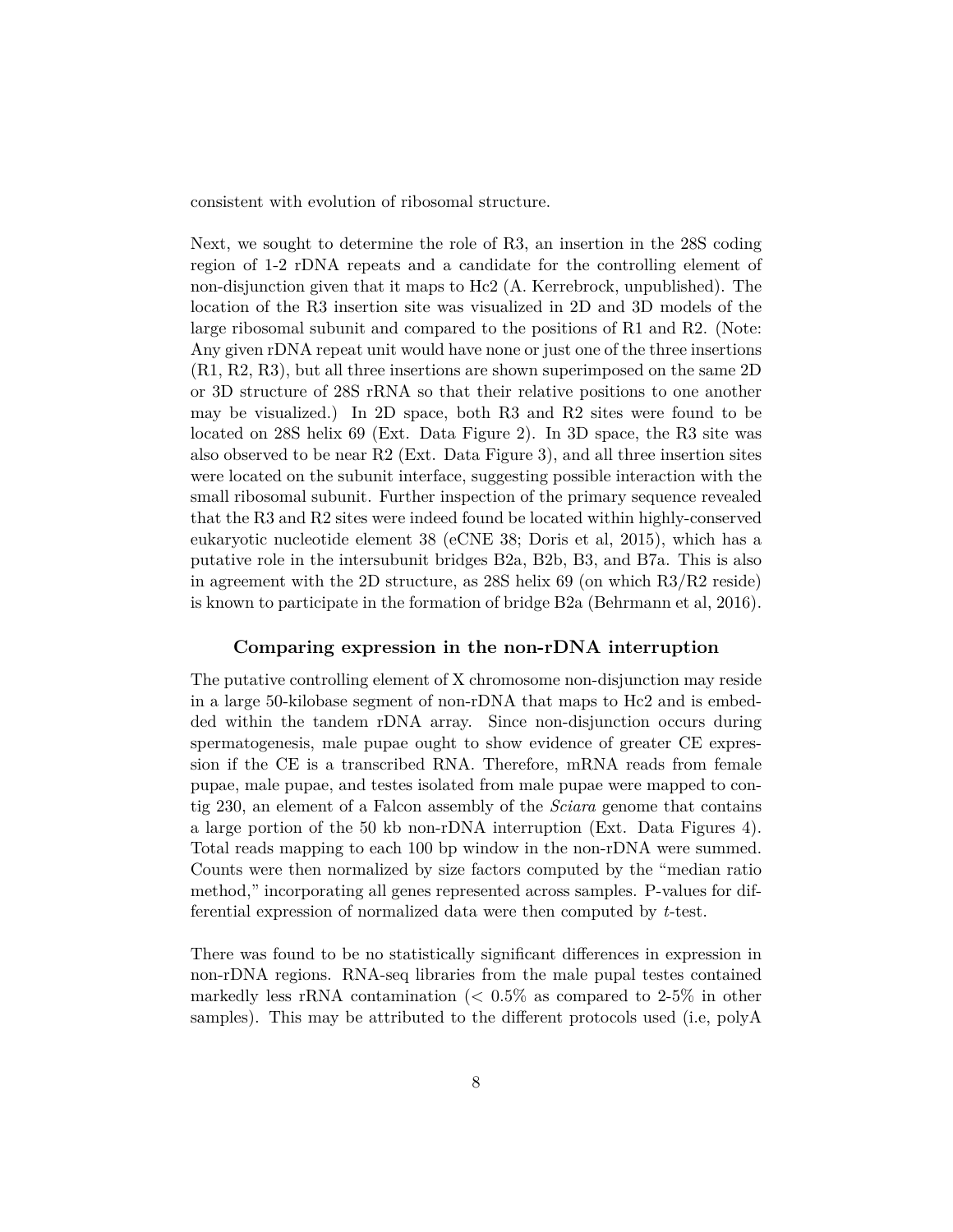consistent with evolution of ribosomal structure.

Next, we sought to determine the role of R3, an insertion in the 28S coding region of 1-2 rDNA repeats and a candidate for the controlling element of non-disjunction given that it maps to Hc2 (A. Kerrebrock, unpublished). The location of the R3 insertion site was visualized in 2D and 3D models of the large ribosomal subunit and compared to the positions of R1 and R2. (Note: Any given rDNA repeat unit would have none or just one of the three insertions (R1, R2, R3), but all three insertions are shown superimposed on the same 2D or 3D structure of 28S rRNA so that their relative positions to one another may be visualized.) In 2D space, both R3 and R2 sites were found to be located on 28S helix 69 (Ext. Data Figure 2). In 3D space, the R3 site was also observed to be near R2 (Ext. Data Figure 3), and all three insertion sites were located on the subunit interface, suggesting possible interaction with the small ribosomal subunit. Further inspection of the primary sequence revealed that the R3 and R2 sites were indeed found be located within highly-conserved eukaryotic nucleotide element 38 (eCNE 38; Doris et al, 2015), which has a putative role in the intersubunit bridges B2a, B2b, B3, and B7a. This is also in agreement with the 2D structure, as 28S helix 69 (on which R3/R2 reside) is known to participate in the formation of bridge B2a (Behrmann et al, 2016).

### Comparing expression in the non-rDNA interruption

The putative controlling element of X chromosome non-disjunction may reside in a large 50-kilobase segment of non-rDNA that maps to Hc2 and is embedded within the tandem rDNA array. Since non-disjunction occurs during spermatogenesis, male pupae ought to show evidence of greater CE expression if the CE is a transcribed RNA. Therefore, mRNA reads from female pupae, male pupae, and testes isolated from male pupae were mapped to contig 230, an element of a Falcon assembly of the *Sciara* genome that contains a large portion of the 50 kb non-rDNA interruption (Ext. Data Figures 4). Total reads mapping to each 100 bp window in the non-rDNA were summed. Counts were then normalized by size factors computed by the "median ratio method," incorporating all genes represented across samples. P-values for differential expression of normalized data were then computed by *t*-test.

There was found to be no statistically significant differences in expression in non-rDNA regions. RNA-seq libraries from the male pupal testes contained markedly less rRNA contamination ($< 0.5\%$ as compared to 2-5% in other samples). This may be attributed to the different protocols used (i.e, polyA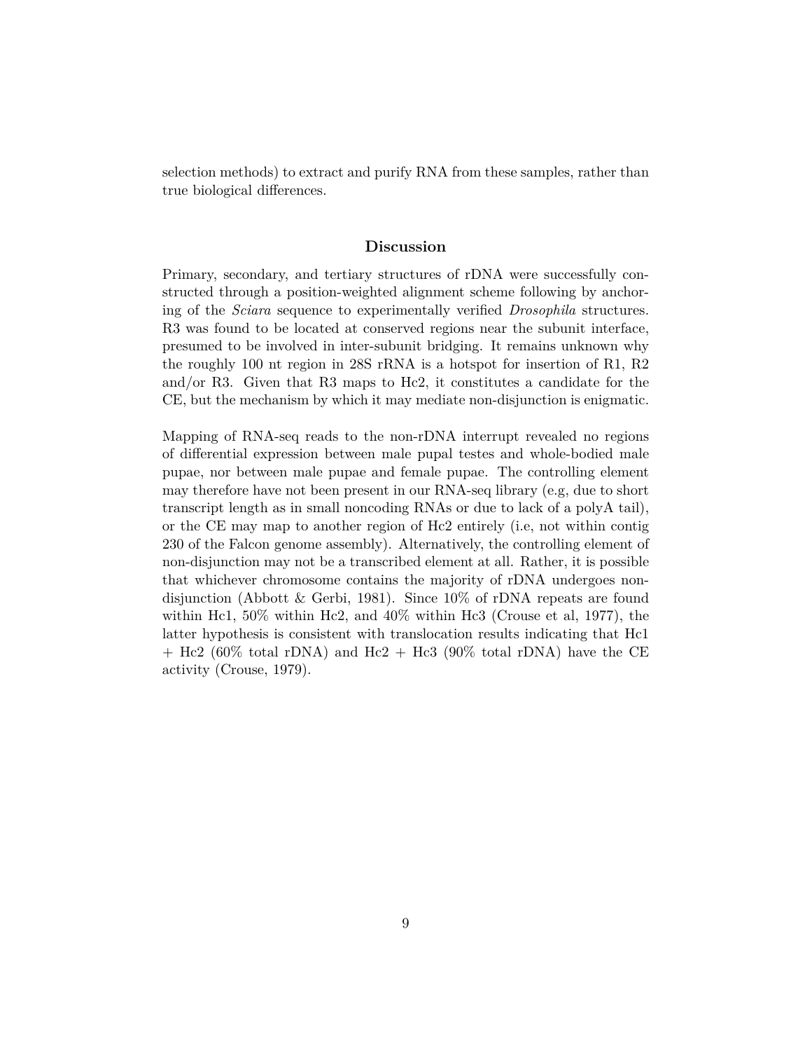selection methods) to extract and purify RNA from these samples, rather than true biological differences.

## Discussion

Primary, secondary, and tertiary structures of rDNA were successfully constructed through a position-weighted alignment scheme following by anchoring of the *Sciara* sequence to experimentally verified *Drosophila* structures. R3 was found to be located at conserved regions near the subunit interface, presumed to be involved in inter-subunit bridging. It remains unknown why the roughly 100 nt region in 28S rRNA is a hotspot for insertion of R1, R2 and/or R3. Given that R3 maps to Hc2, it constitutes a candidate for the CE, but the mechanism by which it may mediate non-disjunction is enigmatic.

Mapping of RNA-seq reads to the non-rDNA interrupt revealed no regions of differential expression between male pupal testes and whole-bodied male pupae, nor between male pupae and female pupae. The controlling element may therefore have not been present in our RNA-seq library (e.g, due to short transcript length as in small noncoding RNAs or due to lack of a polyA tail), or the CE may map to another region of Hc2 entirely (i.e, not within contig 230 of the Falcon genome assembly). Alternatively, the controlling element of non-disjunction may not be a transcribed element at all. Rather, it is possible that whichever chromosome contains the majority of rDNA undergoes non-disjunction (Abbott & Gerbi, 1981). Since 10% of rDNA repeats are found within Hc1, 50% within Hc2, and 40% within Hc3 (Crouse et al, 1977), the latter hypothesis is consistent with translocation results indicating that Hc1 + Hc2 (60% total rDNA) and Hc2 + Hc3 (90% total rDNA) have the CE activity (Crouse, 1979).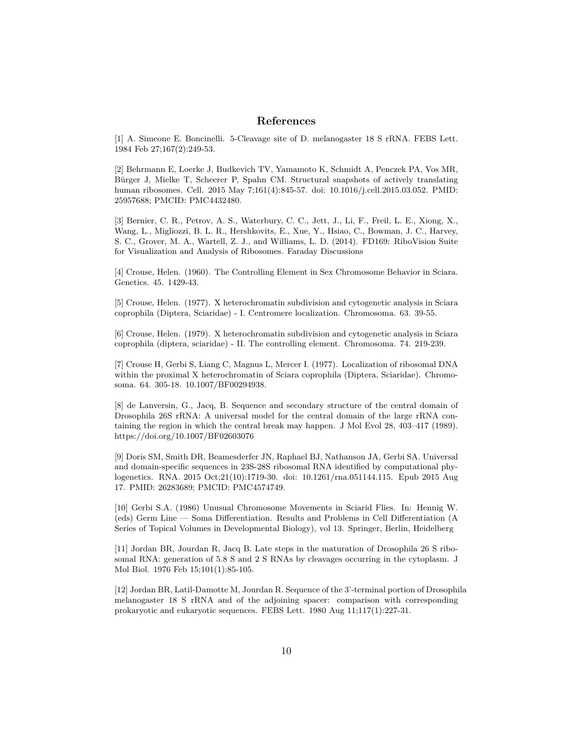## References

[1] A. Simeone E. Boncinelli. 5-Cleavage site of D. melanogaster 18 S rRNA. FEBS Lett. 1984 Feb 27;167(2):249-53.

[2] Behrmann E, Loerke J, Budkevich TV, Yamamoto K, Schmidt A, Penczek PA, Vos MR, Bürger J, Mielke T, Scheerer P, Spahn CM. Structural snapshots of actively translating human ribosomes. Cell. 2015 May 7;161(4):845-57. doi: 10.1016/j.cell.2015.03.052. PMID: 25957688; PMCID: PMC4432480.

[3] Bernier, C. R., Petrov, A. S., Waterbury, C. C., Jett, J., Li, F., Freil, L. E., Xiong, X., Wang, L., Migliozzi, B. L. R., Hershkovits, E., Xue, Y., Hsiao, C., Bowman, J. C., Harvey, S. C., Grover, M. A., Wartell, Z. J., and Williams, L. D. (2014). FD169: RiboVision Suite for Visualization and Analysis of Ribosomes. Faraday Discussions

[4] Crouse, Helen. (1960). The Controlling Element in Sex Chromosome Behavior in Sciara. Genetics. 45. 1429-43.

[5] Crouse, Helen. (1977). X heterochromatin subdivision and cytogenetic analysis in Sciara coprophila (Diptera, Sciaridae) - I. Centromere localization. Chromosoma. 63. 39-55.

[6] Crouse, Helen. (1979). X heterochromatin subdivision and cytogenetic analysis in Sciara coprophila (diptera, sciaridae) - II. The controlling element. Chromosoma. 74. 219-239.

[7] Crouse H, Gerbi S, Liang C, Magnus L, Mercer I. (1977). Localization of ribosomal DNA within the proximal X heterochromatin of Sciara coprophila (Diptera, Sciaridae). Chromosoma. 64. 305-18. 10.1007/BF00294938.

[8] de Lanversin, G., Jacq, B. Sequence and secondary structure of the central domain of Drosophila 26S rRNA: A universal model for the central domain of the large rRNA containing the region in which the central break may happen. J Mol Evol 28, 403–417 (1989). https://doi.org/10.1007/BF02603076

[9] Doris SM, Smith DR, Beamesderfer JN, Raphael BJ, Nathanson JA, Gerbi SA. Universal and domain-specific sequences in 23S-28S ribosomal RNA identified by computational phylogenetics. RNA. 2015 Oct;21(10):1719-30. doi: 10.1261/rna.051144.115. Epub 2015 Aug 17. PMID: 26283689; PMCID: PMC4574749.

[10] Gerbi S.A. (1986) Unusual Chromosome Movements in Sciarid Flies. In: Hennig W. (eds) Germ Line — Soma Differentiation. Results and Problems in Cell Differentiation (A Series of Topical Volumes in Developmental Biology), vol 13. Springer, Berlin, Heidelberg

[11] Jordan BR, Jourdan R, Jacq B. Late steps in the maturation of Drosophila 26 S ribosomal RNA: generation of 5.8 S and 2 S RNAs by cleavages occurring in the cytoplasm. J Mol Biol. 1976 Feb 15;101(1):85-105.

[12] Jordan BR, Latil-Damotte M, Jourdan R. Sequence of the 3'-terminal portion of Drosophila melanogaster 18 S rRNA and of the adjoining spacer: comparison with corresponding prokaryotic and eukaryotic sequences. FEBS Lett. 1980 Aug 11;117(1):227-31.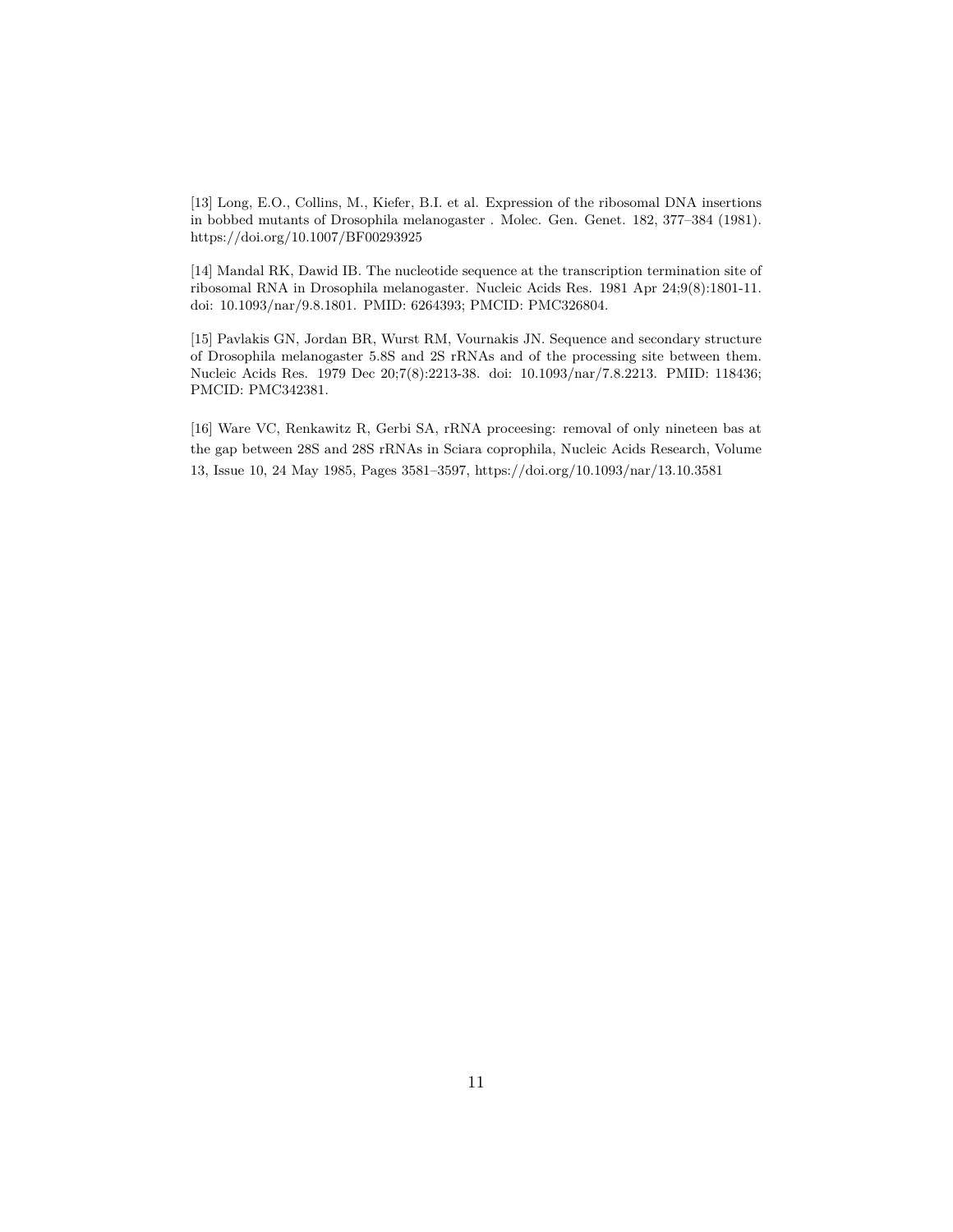[13] Long, E.O., Collins, M., Kiefer, B.I. et al. Expression of the ribosomal DNA insertions in bobbed mutants of Drosophila melanogaster . Molec. Gen. Genet. 182, 377–384 (1981). https://doi.org/10.1007/BF00293925

[14] Mandal RK, Dawid IB. The nucleotide sequence at the transcription termination site of ribosomal RNA in Drosophila melanogaster. Nucleic Acids Res. 1981 Apr 24;9(8):1801-11. doi: 10.1093/nar/9.8.1801. PMID: 6264393; PMCID: PMC326804.

[15] Pavlakis GN, Jordan BR, Wurst RM, Vournakis JN. Sequence and secondary structure of Drosophila melanogaster 5.8S and 2S rRNAs and of the processing site between them. Nucleic Acids Res. 1979 Dec 20;7(8):2213-38. doi: 10.1093/nar/7.8.2213. PMID: 118436; PMCID: PMC342381.

[16] Ware VC, Renkawitz R, Gerbi SA, rRNA proceesing: removal of only nineteen bas at the gap between 28S and 28S rRNAs in Sciara coprophila, Nucleic Acids Research, Volume 13, Issue 10, 24 May 1985, Pages 3581–3597, https://doi.org/10.1093/nar/13.10.3581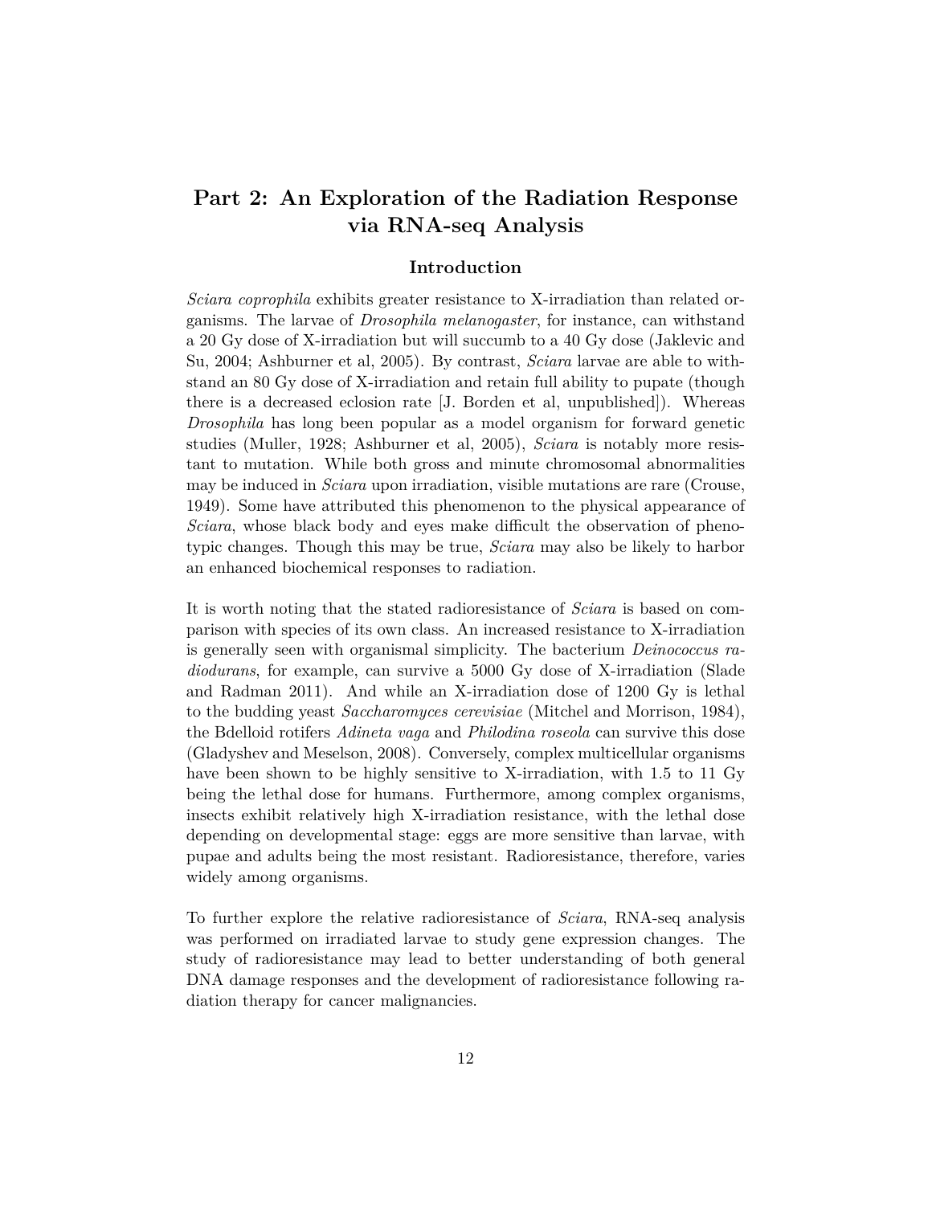# Part 2: An Exploration of the Radiation Response via RNA-seq Analysis

## Introduction

*Sciara coprophila* exhibits greater resistance to X-irradiation than related organisms. The larvae of *Drosophila melanogaster*, for instance, can withstand a 20 Gy dose of X-irradiation but will succumb to a 40 Gy dose (Jaklevic and Su, 2004; Ashburner et al, 2005). By contrast, *Sciara* larvae are able to withstand an 80 Gy dose of X-irradiation and retain full ability to pupate (though there is a decreased eclosion rate [J. Borden et al, unpublished]). Whereas *Drosophila* has long been popular as a model organism for forward genetic studies (Muller, 1928; Ashburner et al, 2005), *Sciara* is notably more resistant to mutation. While both gross and minute chromosomal abnormalities may be induced in *Sciara* upon irradiation, visible mutations are rare (Crouse, 1949). Some have attributed this phenomenon to the physical appearance of *Sciara*, whose black body and eyes make difficult the observation of phenotypic changes. Though this may be true, *Sciara* may also be likely to harbor an enhanced biochemical responses to radiation.

It is worth noting that the stated radioresistance of *Sciara* is based on comparison with species of its own class. An increased resistance to X-irradiation is generally seen with organismal simplicity. The bacterium *Deinococcus radiodurans*, for example, can survive a 5000 Gy dose of X-irradiation (Slade and Radman 2011). And while an X-irradiation dose of 1200 Gy is lethal to the budding yeast *Saccharomyces cerevisiae* (Mitchel and Morrison, 1984), the Bdelloid rotifers *Adineta vaga* and *Philodina roseola* can survive this dose (Gladyshev and Meselson, 2008). Conversely, complex multicellular organisms have been shown to be highly sensitive to X-irradiation, with 1.5 to 11 Gy being the lethal dose for humans. Furthermore, among complex organisms, insects exhibit relatively high X-irradiation resistance, with the lethal dose depending on developmental stage: eggs are more sensitive than larvae, with pupae and adults being the most resistant. Radioresistance, therefore, varies widely among organisms.

To further explore the relative radioresistance of *Sciara*, RNA-seq analysis was performed on irradiated larvae to study gene expression changes. The study of radioresistance may lead to better understanding of both general DNA damage responses and the development of radioresistance following radiation therapy for cancer malignancies.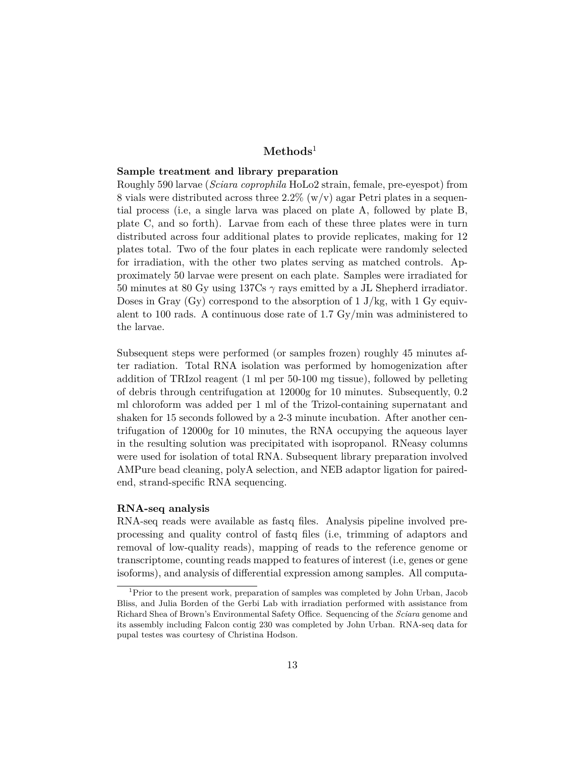# Methods[1]

**Sample treatment and library preparation**

Roughly 590 larvae (*Sciara coprophila* HoLo2 strain, female, pre-eyespot) from 8 vials were distributed across three 2.2% (w/v) agar Petri plates in a sequential process (i.e, a single larva was placed on plate A, followed by plate B, plate C, and so forth). Larvae from each of these three plates were in turn distributed across four additional plates to provide replicates, making for 12 plates total. Two of the four plates in each replicate were randomly selected for irradiation, with the other two plates serving as matched controls. Approximately 50 larvae were present on each plate. Samples were irradiated for 50 minutes at 80 Gy using 137Cs $\gamma$ rays emitted by a JL Shepherd irradiator. Doses in Gray (Gy) correspond to the absorption of 1 J/kg, with 1 Gy equivalent to 100 rads. A continuous dose rate of 1.7 Gy/min was administered to the larvae.

Subsequent steps were performed (or samples frozen) roughly 45 minutes after radiation. Total RNA isolation was performed by homogenization after addition of TRIzol reagent (1 ml per 50-100 mg tissue), followed by pelleting of debris through centrifugation at 12000g for 10 minutes. Subsequently, 0.2 ml chloroform was added per 1 ml of the Trizol-containing supernatant and shaken for 15 seconds followed by a 2-3 minute incubation. After another centrifugation of 12000g for 10 minutes, the RNA occupying the aqueous layer in the resulting solution was precipitated with isopropanol. RNeasy columns were used for isolation of total RNA. Subsequent library preparation involved AMPure bead cleaning, polyA selection, and NEB adaptor ligation for paired-end, strand-specific RNA sequencing.

**RNA-seq analysis**

RNA-seq reads were available as fastq files. Analysis pipeline involved pre-processing and quality control of fastq files (i.e, trimming of adaptors and removal of low-quality reads), mapping of reads to the reference genome or transcriptome, counting reads mapped to features of interest (i.e, genes or gene isoforms), and analysis of differential expression among samples. All computa-

[1] Prior to the present work, preparation of samples was completed by John Urban, Jacob Bliss, and Julia Borden of the Gerbi Lab with irradiation performed with assistance from Richard Shea of Brown's Environmental Safety Office. Sequencing of the *Sciara* genome and its assembly including Falcon contig 230 was completed by John Urban. RNA-seq data for pupal testes was courtesy of Christina Hodson.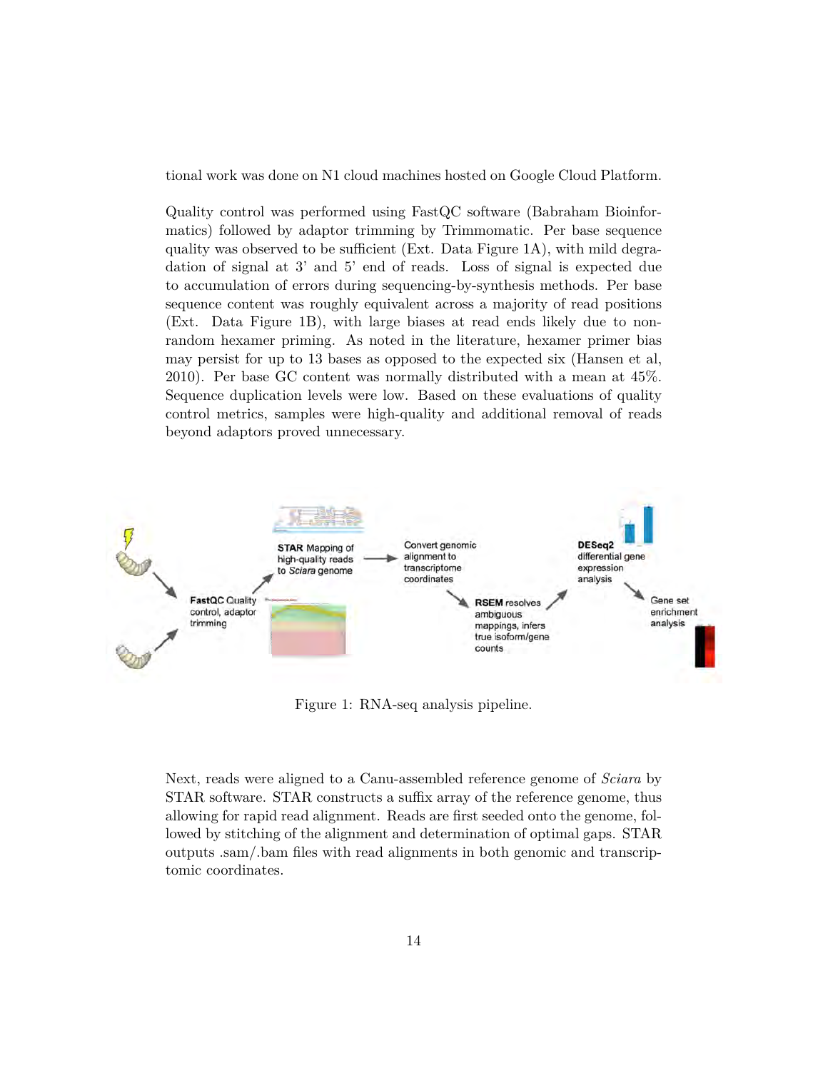tional work was done on N1 cloud machines hosted on Google Cloud Platform.

Quality control was performed using FastQC software (Babraham Bioinformatics) followed by adaptor trimming by Trimmomatic. Per base sequence quality was observed to be sufficient (Ext. Data Figure 1A), with mild degradation of signal at 3' and 5' end of reads. Loss of signal is expected due to accumulation of errors during sequencing-by-synthesis methods. Per base sequence content was roughly equivalent across a majority of read positions (Ext. Data Figure 1B), with large biases at read ends likely due to non-random hexamer priming. As noted in the literature, hexamer primer bias may persist for up to 13 bases as opposed to the expected six (Hansen et al, 2010). Per base GC content was normally distributed with a mean at 45%. Sequence duplication levels were low. Based on these evaluations of quality control metrics, samples were high-quality and additional removal of reads beyond adaptors proved unnecessary.

Figure 1: RNA-seq analysis pipeline.

Next, reads were aligned to a Canu-assembled reference genome of *Sciara* by STAR software. STAR constructs a suffix array of the reference genome, thus allowing for rapid read alignment. Reads are first seeded onto the genome, followed by stitching of the alignment and determination of optimal gaps. STAR outputs .sam/.bam files with read alignments in both genomic and transcriptomic coordinates.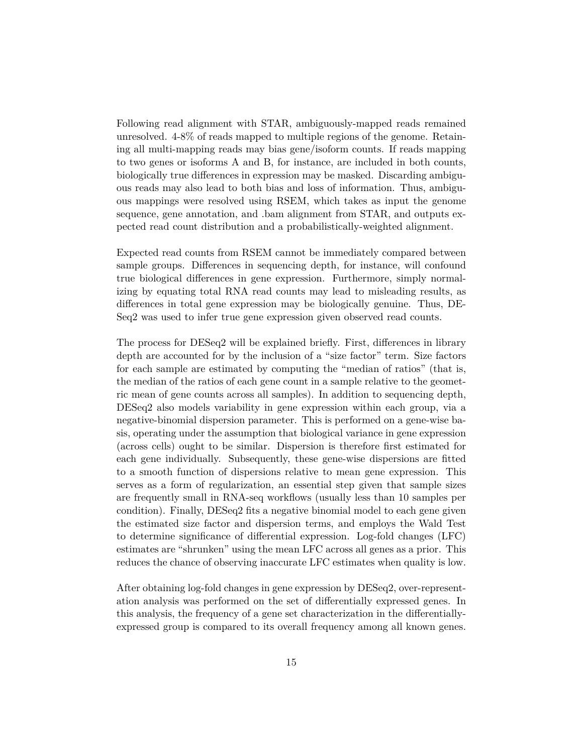Following read alignment with STAR, ambiguously-mapped reads remained unresolved. 4-8% of reads mapped to multiple regions of the genome. Retaining all multi-mapping reads may bias gene/isoform counts. If reads mapping to two genes or isoforms A and B, for instance, are included in both counts, biologically true differences in expression may be masked. Discarding ambiguous reads may also lead to both bias and loss of information. Thus, ambiguous mappings were resolved using RSEM, which takes as input the genome sequence, gene annotation, and .bam alignment from STAR, and outputs expected read count distribution and a probabilistically-weighted alignment.

Expected read counts from RSEM cannot be immediately compared between sample groups. Differences in sequencing depth, for instance, will confound true biological differences in gene expression. Furthermore, simply normalizing by equating total RNA read counts may lead to misleading results, as differences in total gene expression may be biologically genuine. Thus, DESeq2 was used to infer true gene expression given observed read counts.

The process for DESeq2 will be explained briefly. First, differences in library depth are accounted for by the inclusion of a "size factor" term. Size factors for each sample are estimated by computing the "median of ratios" (that is, the median of the ratios of each gene count in a sample relative to the geometric mean of gene counts across all samples). In addition to sequencing depth, DESeq2 also models variability in gene expression within each group, via a negative-binomial dispersion parameter. This is performed on a gene-wise basis, operating under the assumption that biological variance in gene expression (across cells) ought to be similar. Dispersion is therefore first estimated for each gene individually. Subsequently, these gene-wise dispersions are fitted to a smooth function of dispersions relative to mean gene expression. This serves as a form of regularization, an essential step given that sample sizes are frequently small in RNA-seq workflows (usually less than 10 samples per condition). Finally, DESeq2 fits a negative binomial model to each gene given the estimated size factor and dispersion terms, and employs the Wald Test to determine significance of differential expression. Log-fold changes (LFC) estimates are "shrunken" using the mean LFC across all genes as a prior. This reduces the chance of observing inaccurate LFC estimates when quality is low.

After obtaining log-fold changes in gene expression by DESeq2, over-representation analysis was performed on the set of differentially expressed genes. In this analysis, the frequency of a gene set characterization in the differentially-expressed group is compared to its overall frequency among all known genes.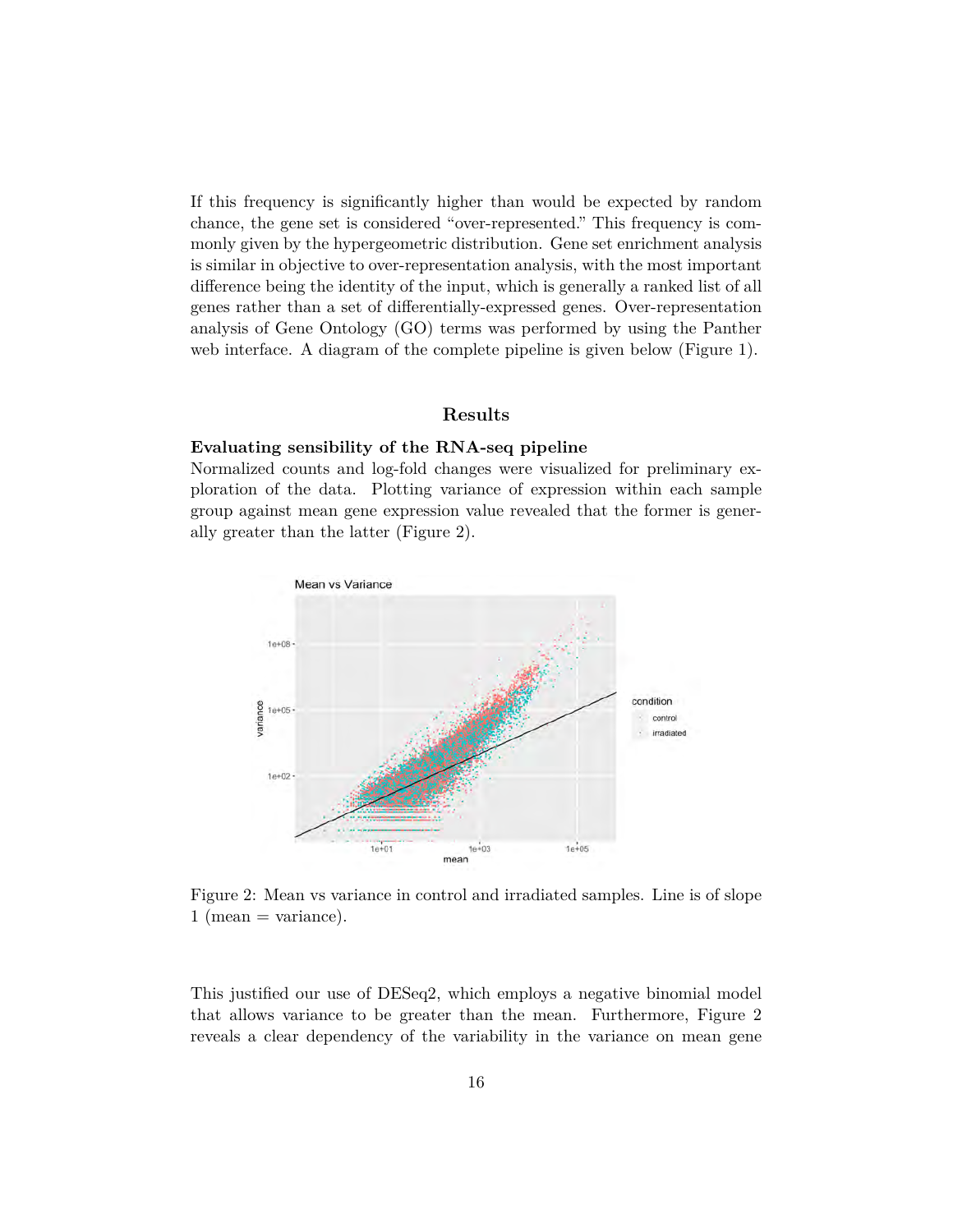If this frequency is significantly higher than would be expected by random chance, the gene set is considered "over-represented." This frequency is commonly given by the hypergeometric distribution. Gene set enrichment analysis is similar in objective to over-representation analysis, with the most important difference being the identity of the input, which is generally a ranked list of all genes rather than a set of differentially-expressed genes. Over-representation analysis of Gene Ontology (GO) terms was performed by using the Panther web interface. A diagram of the complete pipeline is given below (Figure 1).

## Results

### Evaluating sensibility of the RNA-seq pipeline

Normalized counts and log-fold changes were visualized for preliminary exploration of the data. Plotting variance of expression within each sample group against mean gene expression value revealed that the former is generally greater than the latter (Figure 2).

Figure 2: Mean vs variance in control and irradiated samples. Line is of slope 1 (mean = variance).

This justified our use of DESeq2, which employs a negative binomial model that allows variance to be greater than the mean. Furthermore, Figure 2 reveals a clear dependency of the variability in the variance on mean gene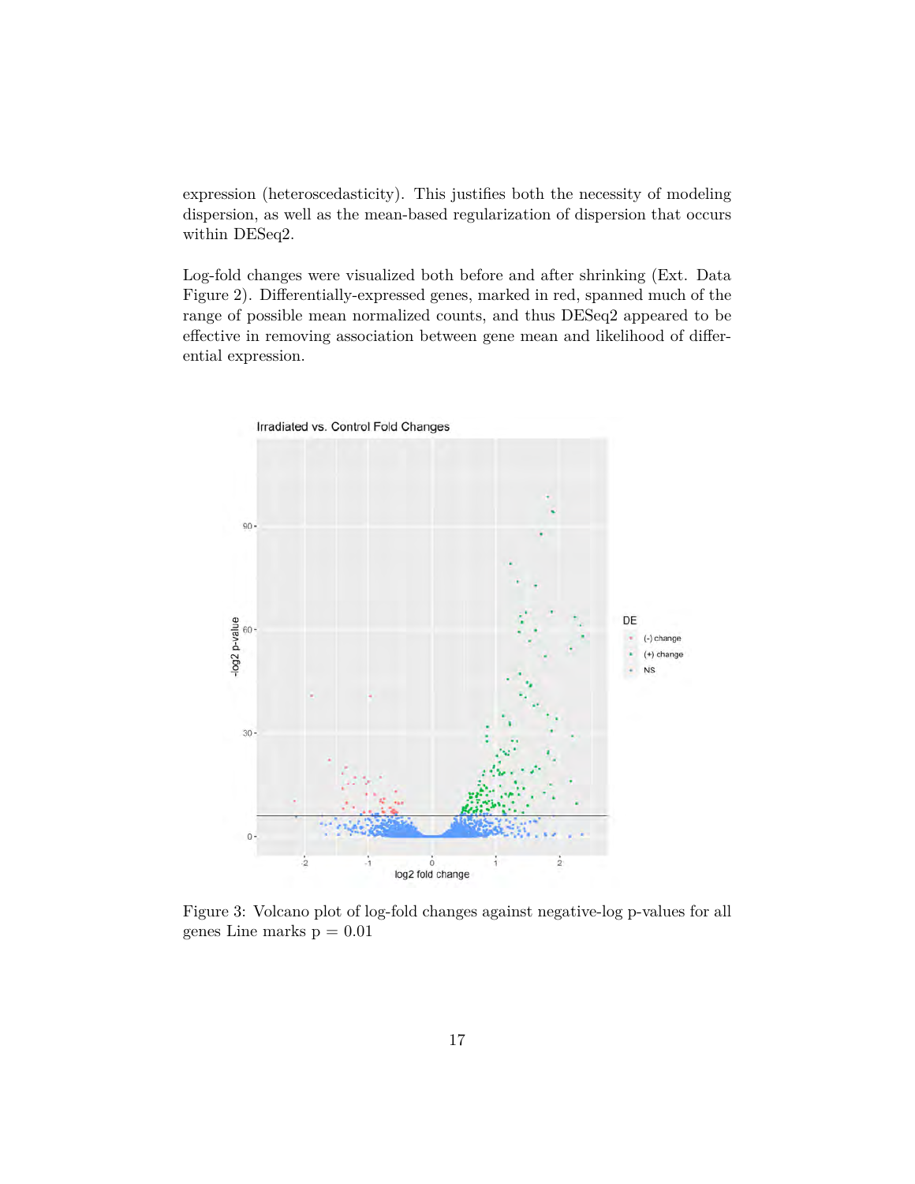expression (heteroscedasticity). This justifies both the necessity of modeling dispersion, as well as the mean-based regularization of dispersion that occurs within DESeq2.

Log-fold changes were visualized both before and after shrinking (Ext. Data Figure 2). Differentially-expressed genes, marked in red, spanned much of the range of possible mean normalized counts, and thus DESeq2 appeared to be effective in removing association between gene mean and likelihood of differential expression.

Figure 3: Volcano plot of log-fold changes against negative-log p-values for all genes Line marks p = 0.01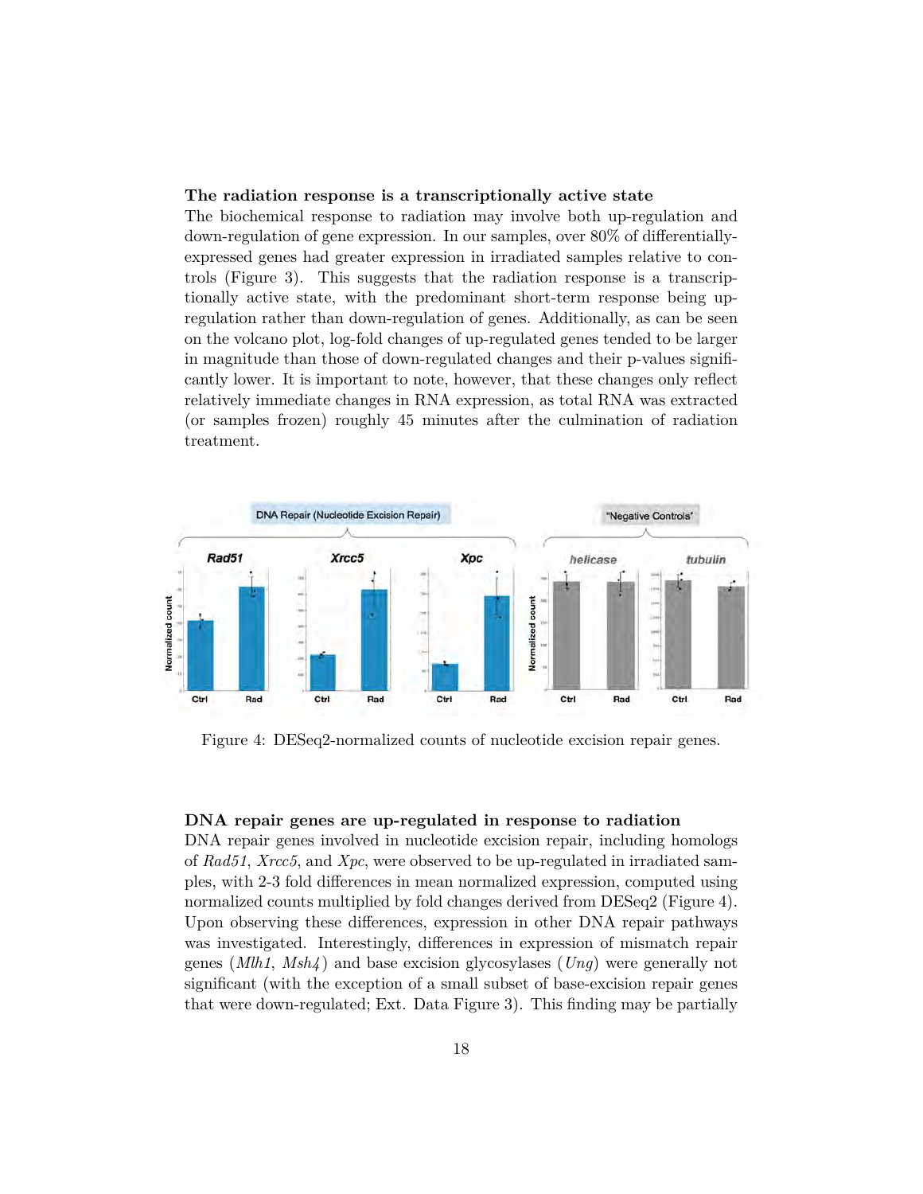### The radiation response is a transcriptionally active state

The biochemical response to radiation may involve both up-regulation and down-regulation of gene expression. In our samples, over 80% of differentially-expressed genes had greater expression in irradiated samples relative to controls (Figure 3). This suggests that the radiation response is a transcriptionally active state, with the predominant short-term response being up-regulation rather than down-regulation of genes. Additionally, as can be seen on the volcano plot, log-fold changes of up-regulated genes tended to be larger in magnitude than those of down-regulated changes and their p-values significantly lower. It is important to note, however, that these changes only reflect relatively immediate changes in RNA expression, as total RNA was extracted (or samples frozen) roughly 45 minutes after the culmination of radiation treatment.

Figure 4: DESeq2-normalized counts of nucleotide excision repair genes.

### DNA repair genes are up-regulated in response to radiation

DNA repair genes involved in nucleotide excision repair, including homologs of *Rad51*, *Xrcc5*, and *Xpc*, were observed to be up-regulated in irradiated samples, with 2-3 fold differences in mean normalized expression, computed using normalized counts multiplied by fold changes derived from DESeq2 (Figure 4). Upon observing these differences, expression in other DNA repair pathways was investigated. Interestingly, differences in expression of mismatch repair genes (*Mlh1*, *Msh4*) and base excision glycosylases (*Ung*) were generally not significant (with the exception of a small subset of base-excision repair genes that were down-regulated; Ext. Data Figure 3). This finding may be partially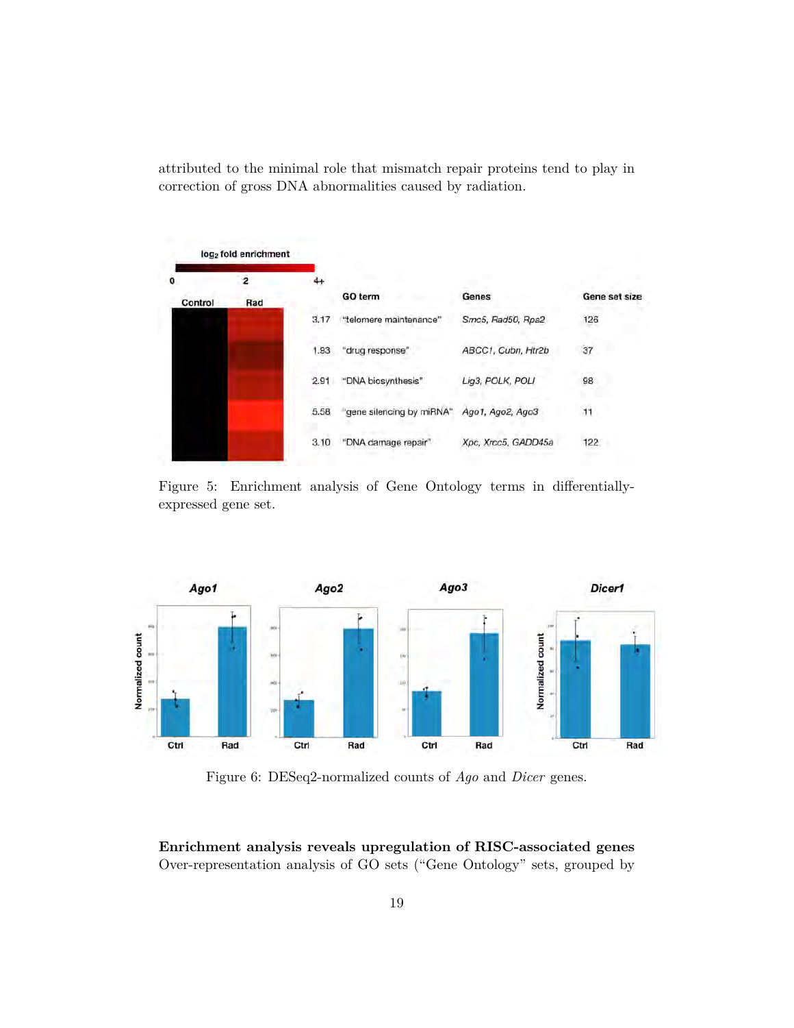attributed to the minimal role that mismatch repair proteins tend to play in correction of gross DNA abnormalities caused by radiation.

|  | GO term | Genes | Gene set size |
|---|---|---|---|
| 3.17 | "telomere maintenance" | *Smc5, Rad50, Rpa2* | 126 |
| 1.93 | "drug response" | *ABCC1, Cubn, Htr2b* | 37 |
| 2.91 | "DNA biosynthesis" | *Lig3, POLK, POLI* | 98 |
| 5.58 | "gene silencing by miRNA" | *Ago1, Ago2, Ago3* | 11 |
| 3.10 | "DNA damage repair" | *Xpc, Xrcc5, GADD45a* | 122 |

Figure 5: Enrichment analysis of Gene Ontology terms in differentially-expressed gene set.

Figure 6: DESeq2-normalized counts of *Ago* and *Dicer* genes.

**Enrichment analysis reveals upregulation of RISC-associated genes** Over-representation analysis of GO sets ("Gene Ontology" sets, grouped by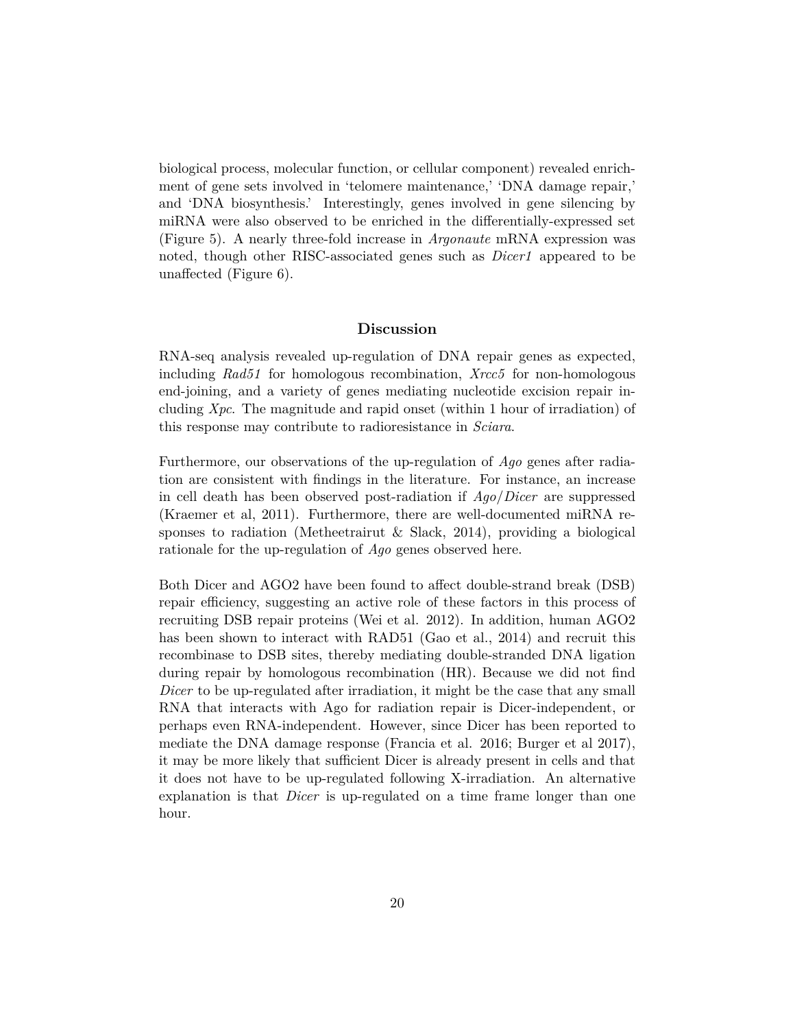biological process, molecular function, or cellular component) revealed enrichment of gene sets involved in 'telomere maintenance,' 'DNA damage repair,' and 'DNA biosynthesis.' Interestingly, genes involved in gene silencing by miRNA were also observed to be enriched in the differentially-expressed set (Figure 5). A nearly three-fold increase in *Argonaute* mRNA expression was noted, though other RISC-associated genes such as *Dicer1* appeared to be unaffected (Figure 6).

## Discussion

RNA-seq analysis revealed up-regulation of DNA repair genes as expected, including *Rad51* for homologous recombination, *Xrcc5* for non-homologous end-joining, and a variety of genes mediating nucleotide excision repair including *Xpc*. The magnitude and rapid onset (within 1 hour of irradiation) of this response may contribute to radioresistance in *Sciara*.

Furthermore, our observations of the up-regulation of *Ago* genes after radiation are consistent with findings in the literature. For instance, an increase in cell death has been observed post-radiation if *Ago*/*Dicer* are suppressed (Kraemer et al, 2011). Furthermore, there are well-documented miRNA responses to radiation (Metheetrairut & Slack, 2014), providing a biological rationale for the up-regulation of *Ago* genes observed here.

Both Dicer and AGO2 have been found to affect double-strand break (DSB) repair efficiency, suggesting an active role of these factors in this process of recruiting DSB repair proteins (Wei et al. 2012). In addition, human AGO2 has been shown to interact with RAD51 (Gao et al., 2014) and recruit this recombinase to DSB sites, thereby mediating double-stranded DNA ligation during repair by homologous recombination (HR). Because we did not find *Dicer* to be up-regulated after irradiation, it might be the case that any small RNA that interacts with Ago for radiation repair is Dicer-independent, or perhaps even RNA-independent. However, since Dicer has been reported to mediate the DNA damage response (Francia et al. 2016; Burger et al 2017), it may be more likely that sufficient Dicer is already present in cells and that it does not have to be up-regulated following X-irradiation. An alternative explanation is that *Dicer* is up-regulated on a time frame longer than one hour.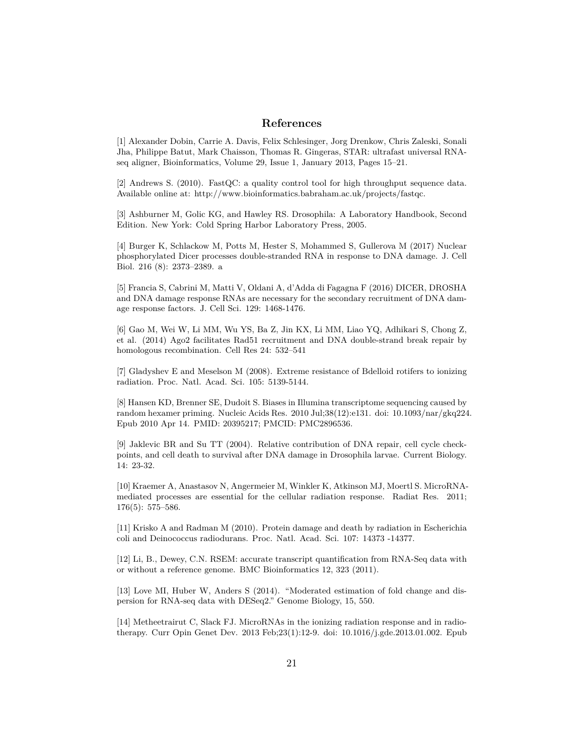## References

[1] Alexander Dobin, Carrie A. Davis, Felix Schlesinger, Jorg Drenkow, Chris Zaleski, Sonali Jha, Philippe Batut, Mark Chaisson, Thomas R. Gingeras, STAR: ultrafast universal RNA-seq aligner, Bioinformatics, Volume 29, Issue 1, January 2013, Pages 15–21.

[2] Andrews S. (2010). FastQC: a quality control tool for high throughput sequence data. Available online at: http://www.bioinformatics.babraham.ac.uk/projects/fastqc.

[3] Ashburner M, Golic KG, and Hawley RS. Drosophila: A Laboratory Handbook, Second Edition. New York: Cold Spring Harbor Laboratory Press, 2005.

[4] Burger K, Schlackow M, Potts M, Hester S, Mohammed S, Gullerova M (2017) Nuclear phosphorylated Dicer processes double-stranded RNA in response to DNA damage. J. Cell Biol. 216 (8): 2373–2389. a

[5] Francia S, Cabrini M, Matti V, Oldani A, d'Adda di Fagagna F (2016) DICER, DROSHA and DNA damage response RNAs are necessary for the secondary recruitment of DNA damage response factors. J. Cell Sci. 129: 1468-1476.

[6] Gao M, Wei W, Li MM, Wu YS, Ba Z, Jin KX, Li MM, Liao YQ, Adhikari S, Chong Z, et al. (2014) Ago2 facilitates Rad51 recruitment and DNA double-strand break repair by homologous recombination. Cell Res 24: 532–541

[7] Gladyshev E and Meselson M (2008). Extreme resistance of Bdelloid rotifers to ionizing radiation. Proc. Natl. Acad. Sci. 105: 5139-5144.

[8] Hansen KD, Brenner SE, Dudoit S. Biases in Illumina transcriptome sequencing caused by random hexamer priming. Nucleic Acids Res. 2010 Jul;38(12):e131. doi: 10.1093/nar/gkq224. Epub 2010 Apr 14. PMID: 20395217; PMCID: PMC2896536.

[9] Jaklevic BR and Su TT (2004). Relative contribution of DNA repair, cell cycle checkpoints, and cell death to survival after DNA damage in Drosophila larvae. Current Biology. 14: 23-32.

[10] Kraemer A, Anastasov N, Angermeier M, Winkler K, Atkinson MJ, Moertl S. MicroRNA-mediated processes are essential for the cellular radiation response. Radiat Res. 2011; 176(5): 575–586.

[11] Krisko A and Radman M (2010). Protein damage and death by radiation in Escherichia coli and Deinococcus radiodurans. Proc. Natl. Acad. Sci. 107: 14373 -14377.

[12] Li, B., Dewey, C.N. RSEM: accurate transcript quantification from RNA-Seq data with or without a reference genome. BMC Bioinformatics 12, 323 (2011).

[13] Love MI, Huber W, Anders S (2014). "Moderated estimation of fold change and dispersion for RNA-seq data with DESeq2." Genome Biology, 15, 550.

[14] Metheetrairut C, Slack FJ. MicroRNAs in the ionizing radiation response and in radiotherapy. Curr Opin Genet Dev. 2013 Feb;23(1):12-9. doi: 10.1016/j.gde.2013.01.002. Epub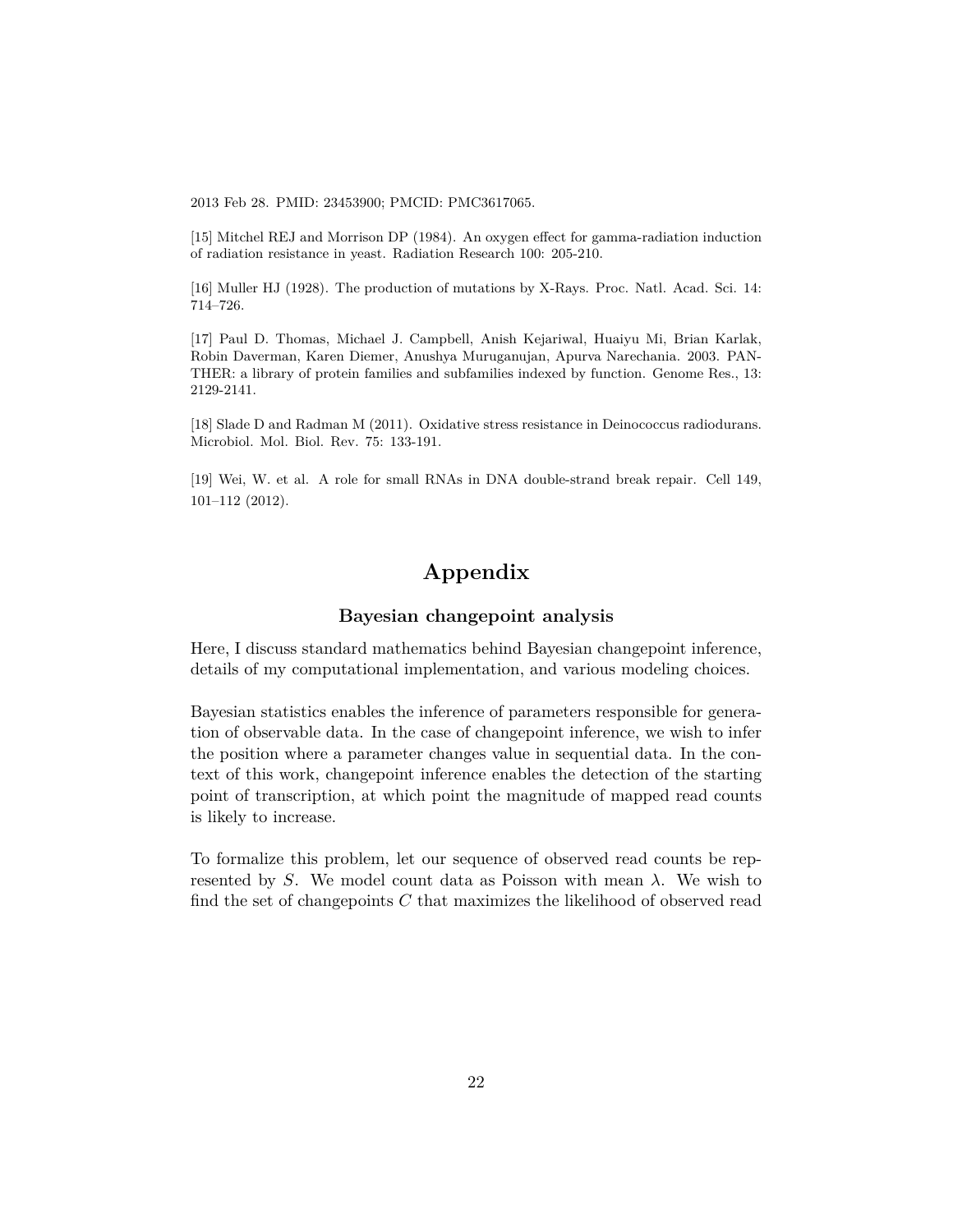2013 Feb 28. PMID: 23453900; PMCID: PMC3617065.

[15] Mitchel REJ and Morrison DP (1984). An oxygen effect for gamma-radiation induction of radiation resistance in yeast. Radiation Research 100: 205-210.

[16] Muller HJ (1928). The production of mutations by X-Rays. Proc. Natl. Acad. Sci. 14: 714–726.

[17] Paul D. Thomas, Michael J. Campbell, Anish Kejariwal, Huaiyu Mi, Brian Karlak, Robin Daverman, Karen Diemer, Anushya Muruganujan, Apurva Narechania. 2003. PANTHER: a library of protein families and subfamilies indexed by function. Genome Res., 13: 2129-2141.

[18] Slade D and Radman M (2011). Oxidative stress resistance in Deinococcus radiodurans. Microbiol. Mol. Biol. Rev. 75: 133-191.

[19] Wei, W. et al. A role for small RNAs in DNA double-strand break repair. Cell 149, 101–112 (2012).

# Appendix

## Bayesian changepoint analysis

Here, I discuss standard mathematics behind Bayesian changepoint inference, details of my computational implementation, and various modeling choices.

Bayesian statistics enables the inference of parameters responsible for generation of observable data. In the case of changepoint inference, we wish to infer the position where a parameter changes value in sequential data. In the context of this work, changepoint inference enables the detection of the starting point of transcription, at which point the magnitude of mapped read counts is likely to increase.

To formalize this problem, let our sequence of observed read counts be represented by $S$. We model count data as Poisson with mean $\lambda$. We wish to find the set of changepoints $C$ that maximizes the likelihood of observed read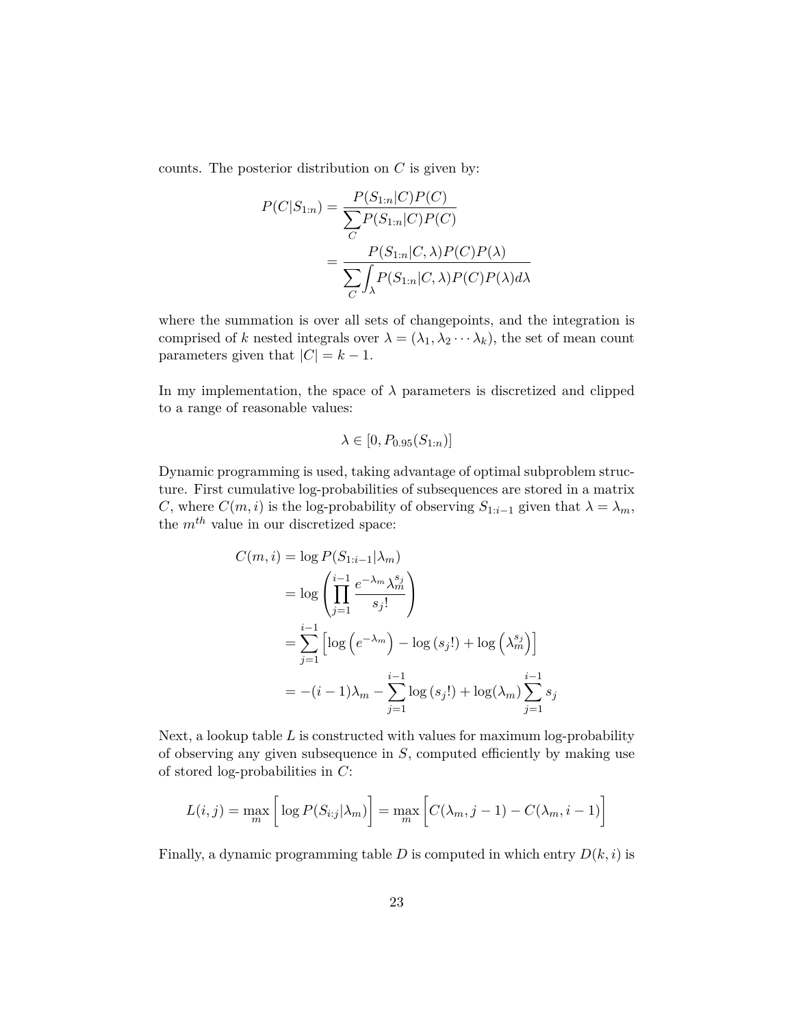counts. The posterior distribution on $C$ is given by:

$$
\begin{aligned}
P(C|S_{1:n}) &= \frac{P(S_{1:n}|C)P(C)}{\sum_{C} P(S_{1:n}|C)P(C)} \\
&= \frac{P(S_{1:n}|C,\lambda)P(C)P(\lambda)}{\sum_{C} \int_{\lambda} P(S_{1:n}|C,\lambda)P(C)P(\lambda)d\lambda}
\end{aligned}
$$

where the summation is over all sets of changepoints, and the integration is comprised of $k$ nested integrals over $\lambda = (\lambda_1, \lambda_2 \cdots \lambda_k)$, the set of mean count parameters given that $|C| = k - 1$.

In my implementation, the space of $\lambda$ parameters is discretized and clipped to a range of reasonable values:

$$
\lambda \in [0, P_{0.95}(S_{1:n})]
$$

Dynamic programming is used, taking advantage of optimal subproblem structure. First cumulative log-probabilities of subsequences are stored in a matrix $C$, where $C(m, i)$ is the log-probability of observing $S_{1:i-1}$ given that $\lambda = \lambda_m$, the $m^{th}$ value in our discretized space:

$$
\begin{aligned}
C(m,i) &= \log P(S_{1:i-1}|\lambda_m) \\
&= \log\left(\prod_{j=1}^{i-1} \frac{e^{-\lambda_m}\lambda_m^{s_j}}{s_j!}\right) \\
&= \sum_{j=1}^{i-1} \left[\log\left(e^{-\lambda_m}\right) - \log\left(s_j!\right) + \log\left(\lambda_m^{s_j}\right)\right] \\
&= -(i-1)\lambda_m - \sum_{j=1}^{i-1} \log\left(s_j!\right) + \log(\lambda_m) \sum_{j=1}^{i-1} s_j
\end{aligned}
$$

Next, a lookup table $L$ is constructed with values for maximum log-probability of observing any given subsequence in $S$, computed efficiently by making use of stored log-probabilities in $C$:

$$
L(i,j) = \max_{m} \left[\log P(S_{i:j}|\lambda_m)\right] = \max_{m} \left[C(\lambda_m, j-1) - C(\lambda_m, i-1)\right]
$$

Finally, a dynamic programming table $D$ is computed in which entry $D(k, i)$ is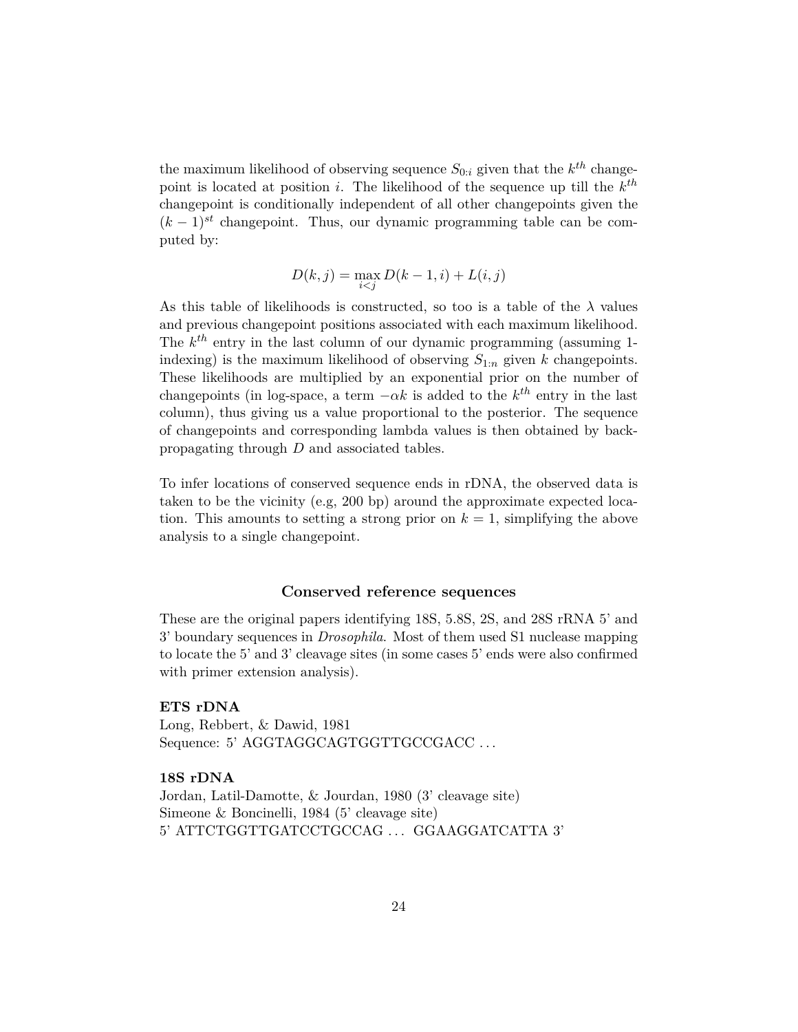the maximum likelihood of observing sequence $S_{0:i}$ given that the $k^{th}$ changepoint is located at position $i$. The likelihood of the sequence up till the $k^{th}$ changepoint is conditionally independent of all other changepoints given the $(k-1)^{st}$ changepoint. Thus, our dynamic programming table can be computed by:

$$D(k, j) = \max_{i<j} D(k-1, i) + L(i, j)$$

As this table of likelihoods is constructed, so too is a table of the $\lambda$ values and previous changepoint positions associated with each maximum likelihood. The $k^{th}$ entry in the last column of our dynamic programming (assuming 1-indexing) is the maximum likelihood of observing $S_{1:n}$ given $k$ changepoints. These likelihoods are multiplied by an exponential prior on the number of changepoints (in log-space, a term $-\alpha k$ is added to the $k^{th}$ entry in the last column), thus giving us a value proportional to the posterior. The sequence of changepoints and corresponding lambda values is then obtained by back-propagating through $D$ and associated tables.

To infer locations of conserved sequence ends in rDNA, the observed data is taken to be the vicinity (e.g, 200 bp) around the approximate expected location. This amounts to setting a strong prior on $k = 1$, simplifying the above analysis to a single changepoint.

## Conserved reference sequences

These are the original papers identifying 18S, 5.8S, 2S, and 28S rRNA 5' and 3' boundary sequences in *Drosophila*. Most of them used S1 nuclease mapping to locate the 5' and 3' cleavage sites (in some cases 5' ends were also confirmed with primer extension analysis).

**ETS rDNA**
Long, Rebbert, & Dawid, 1981
Sequence: 5' AGGTAGGCAGTGGTTGCCGACC . . .

**18S rDNA**
Jordan, Latil-Damotte, & Jourdan, 1980 (3' cleavage site)
Simeone & Boncinelli, 1984 (5' cleavage site)
5' ATTCTGGTTGATCCTGCCAG . . . GGAAGGATCATTA 3'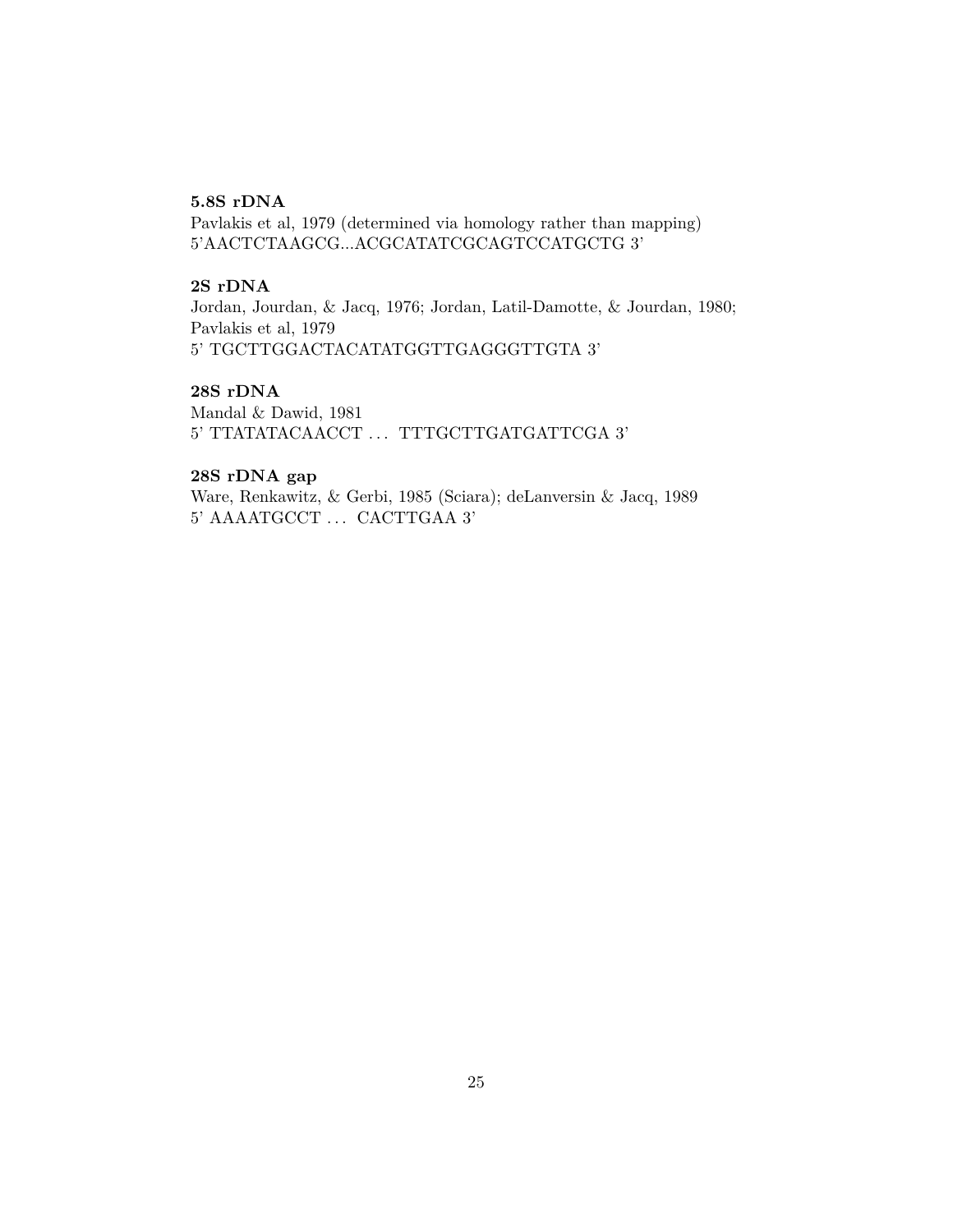**5.8S rDNA**

Pavlakis et al, 1979 (determined via homology rather than mapping)
5'AACTCTAAGCG...ACGCATATCGCAGTCCATGCTG 3'

**2S rDNA**

Jordan, Jourdan, & Jacq, 1976; Jordan, Latil-Damotte, & Jourdan, 1980; Pavlakis et al, 1979
5' TGCTTGGACTACATATGGTTGAGGGTTGTA 3'

**28S rDNA**

Mandal & Dawid, 1981
5' TTATATACAACCT ... TTTGCTTGATGATTCGA 3'

**28S rDNA gap**

Ware, Renkawitz, & Gerbi, 1985 (Sciara); deLanversin & Jacq, 1989
5' AAAATGCCT ... CACTTGAA 3'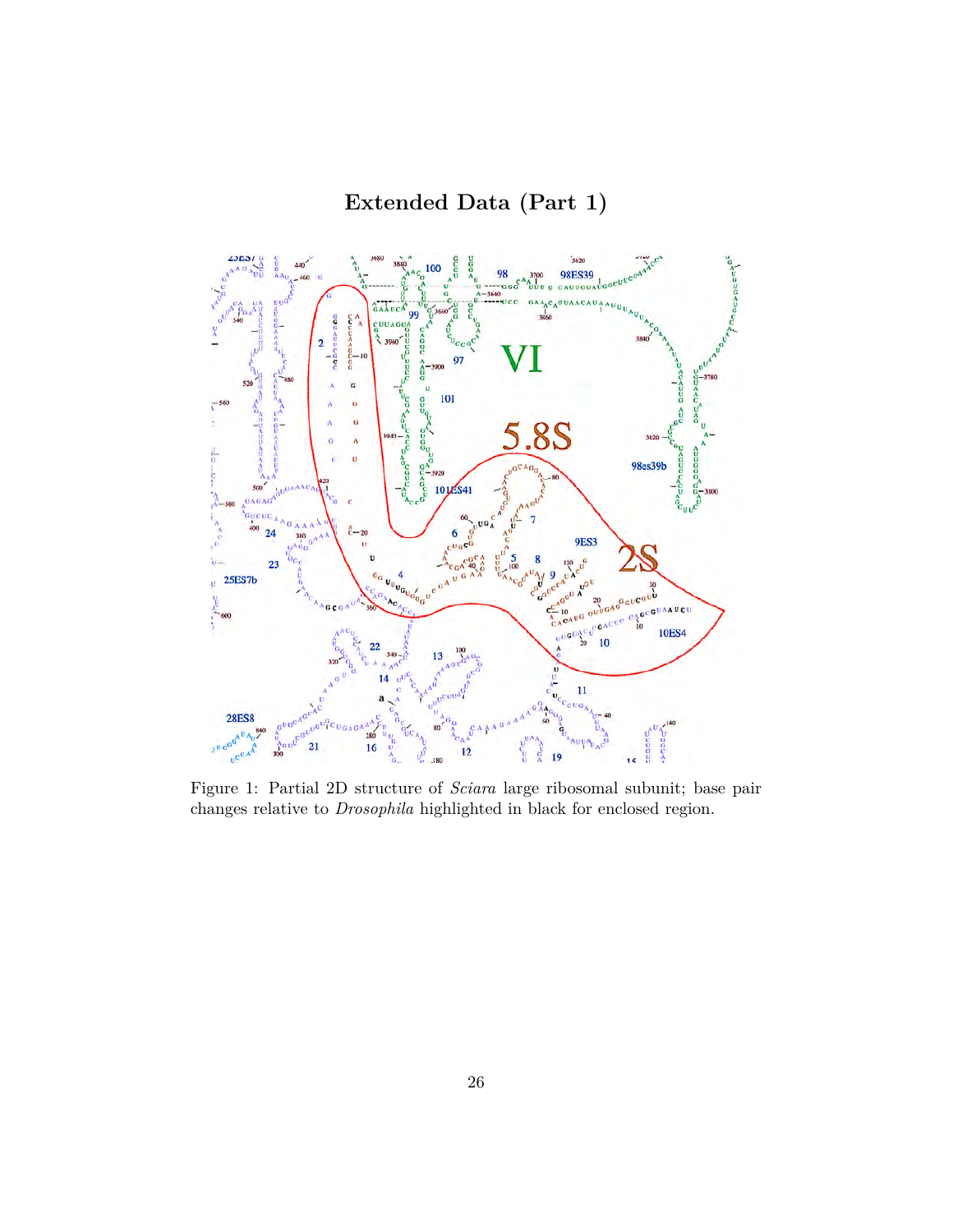## Extended Data (Part 1)

Figure 1: Partial 2D structure of *Sciara* large ribosomal subunit; base pair changes relative to *Drosophila* highlighted in black for enclosed region.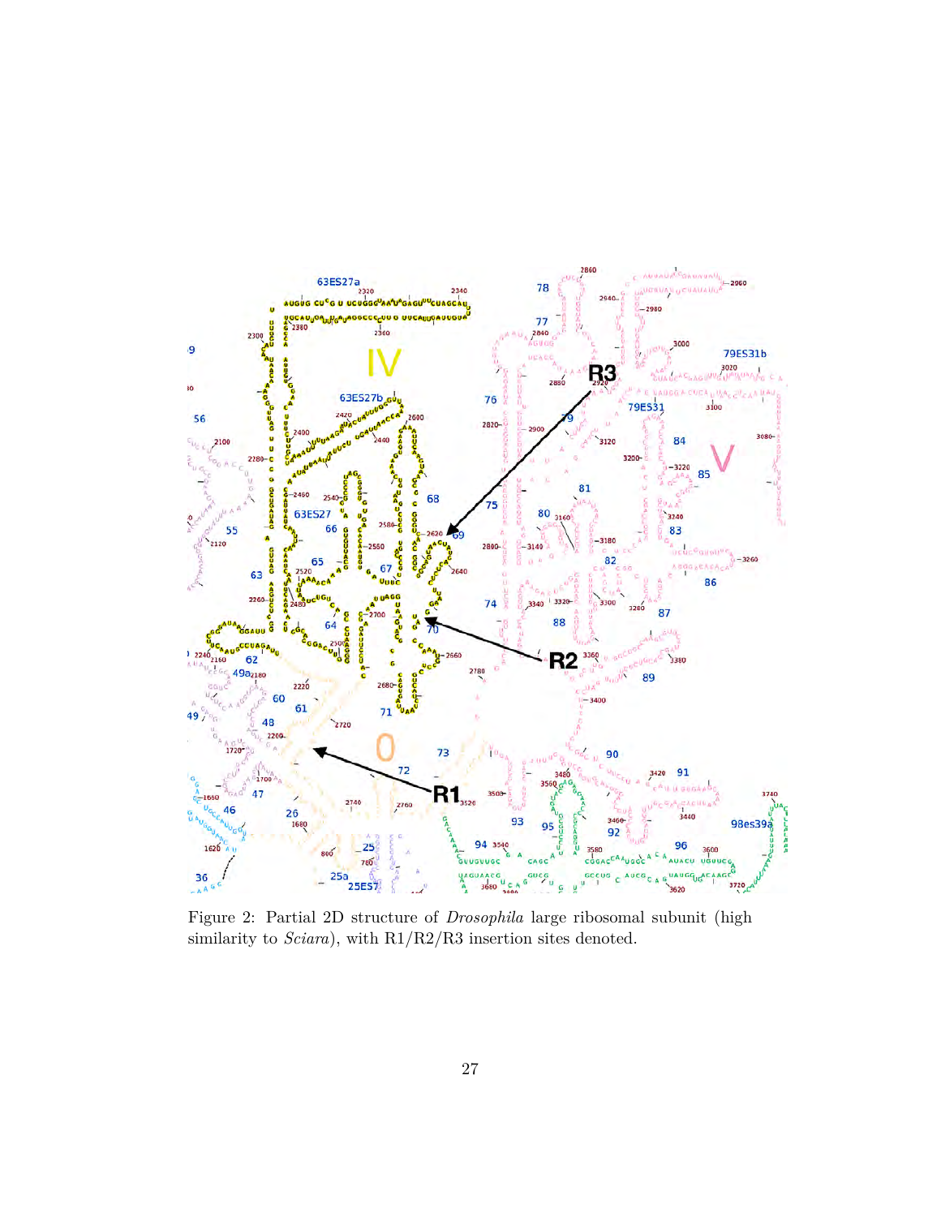Figure 2: Partial 2D structure of *Drosophila* large ribosomal subunit (high similarity to *Sciara*), with R1/R2/R3 insertion sites denoted.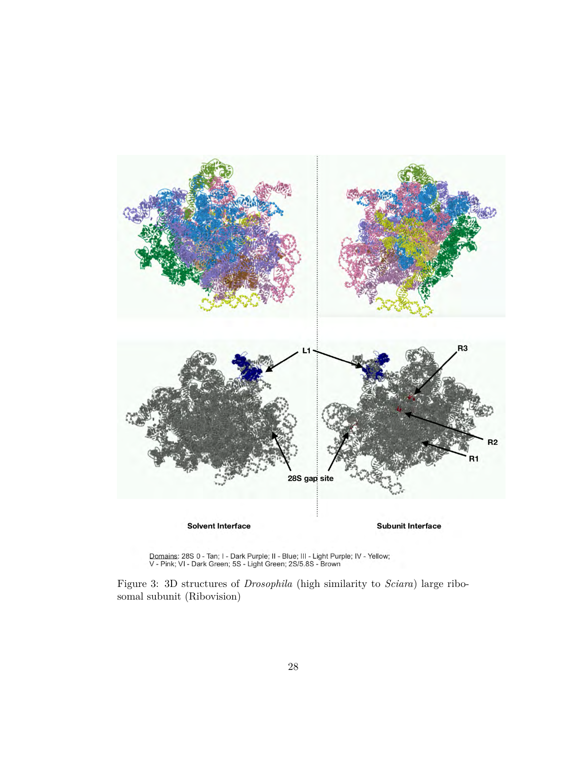Figure 3: 3D structures of *Drosophila* (high similarity to *Sciara*) large ribosomal subunit (Ribovision)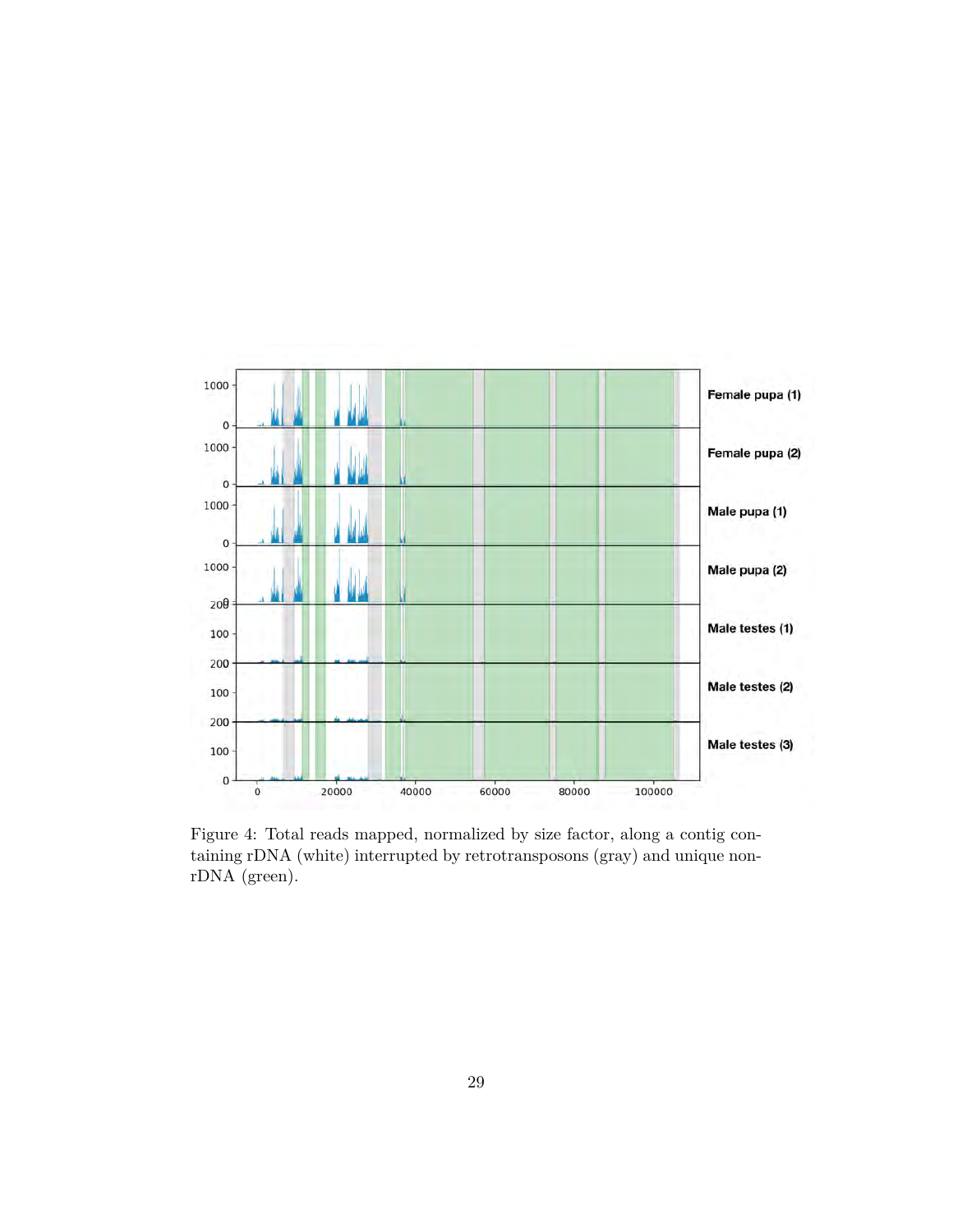Figure 4: Total reads mapped, normalized by size factor, along a contig containing rDNA (white) interrupted by retrotransposons (gray) and unique non-rDNA (green).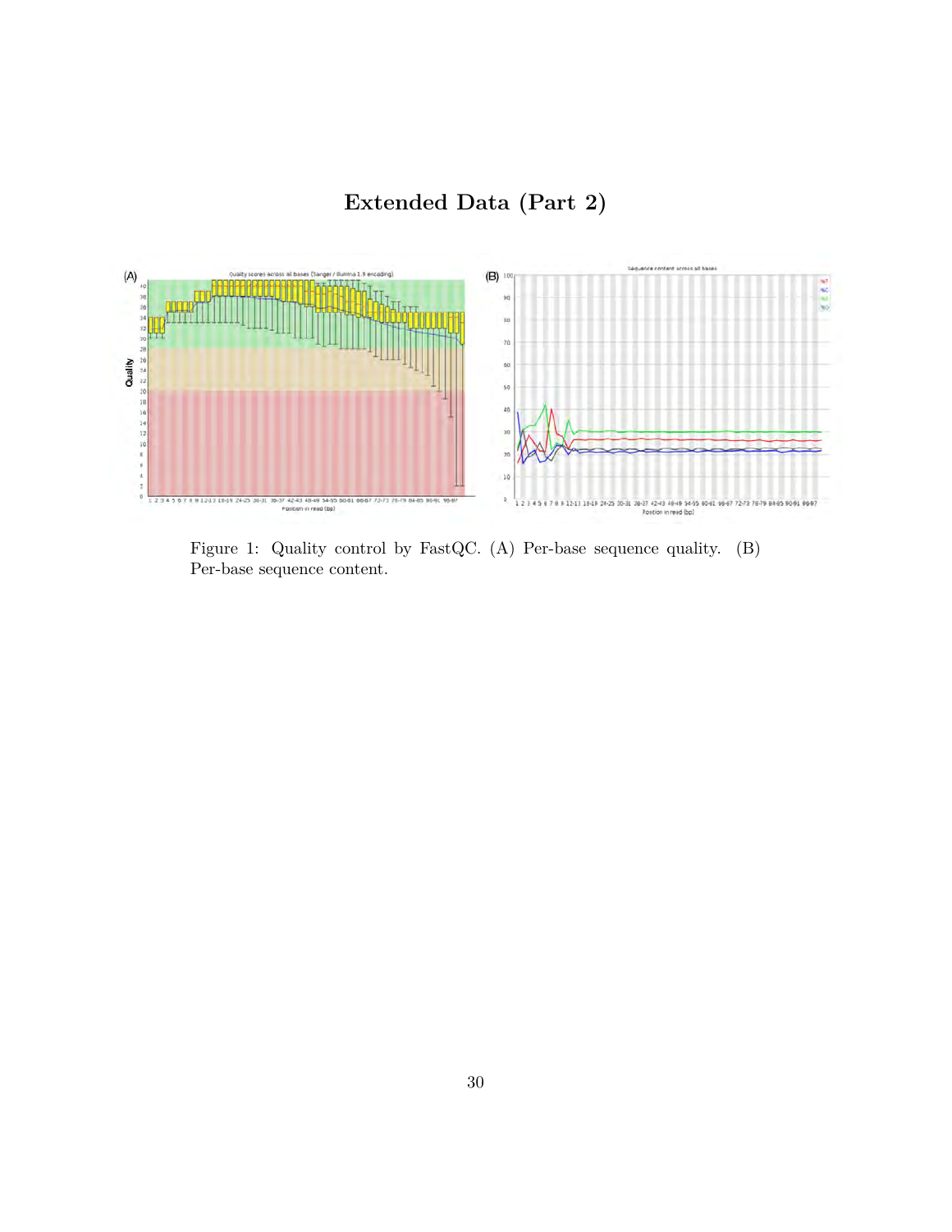# Extended Data (Part 2)

Figure 1: Quality control by FastQC. (A) Per-base sequence quality. (B) Per-base sequence content.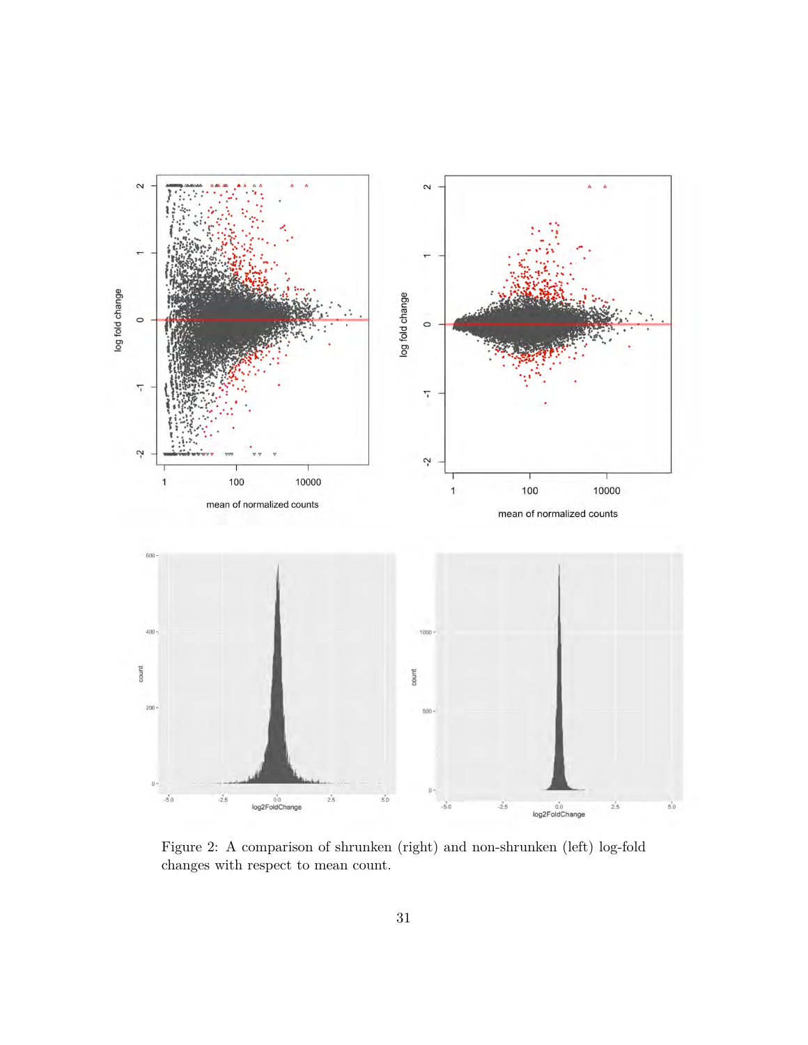Figure 2: A comparison of shrunken (right) and non-shrunken (left) log-fold changes with respect to mean count.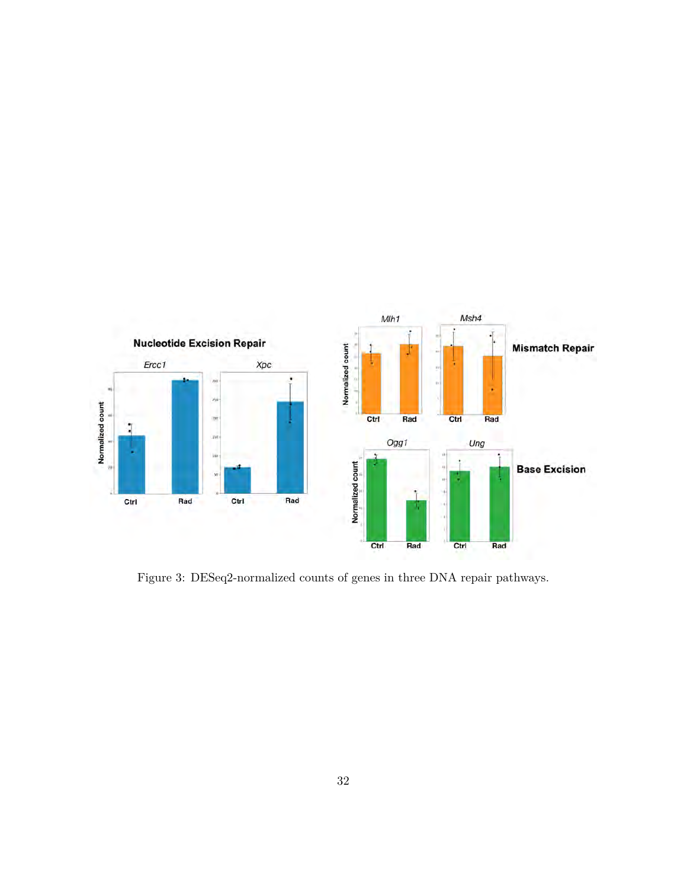Nucleotide Excision Repair

*Ercc1*

*Xpc*

Normalized count

Ctrl

Rad

*Mlh1*

*Msh4*

Mismatch Repair

*Ogg1*

*Ung*

Base Excision

Figure 3: DESeq2-normalized counts of genes in three DNA repair pathways.